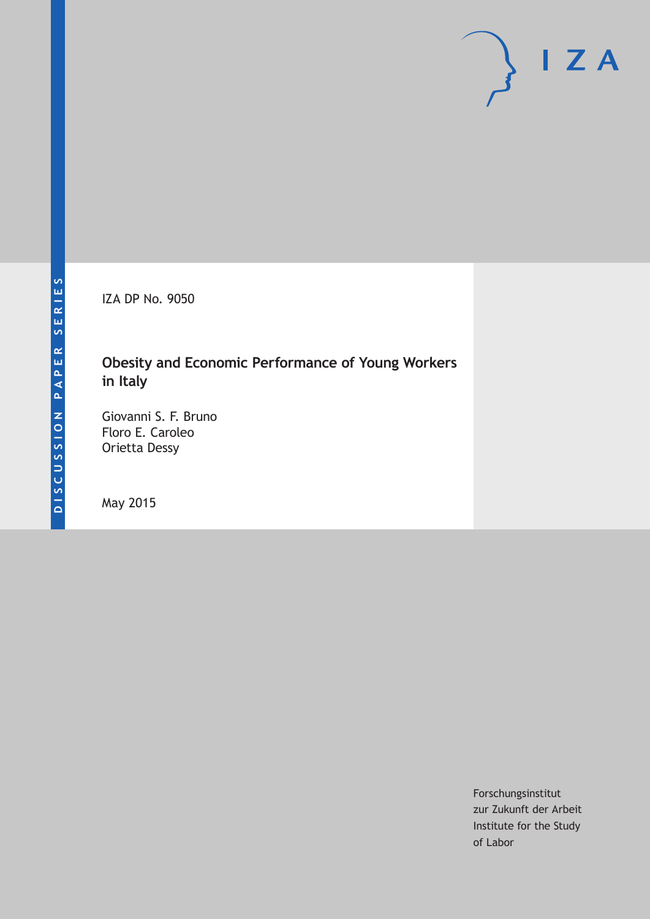IZA DP No. 9050

# Obesity and Economic Performance of Young Workers in Italy

Giovanni S. F. Bruno
Floro E. Caroleo
Orietta Dessy

May 2015

Forschungsinstitut
zur Zukunft der Arbeit
Institute for the Study
of Labor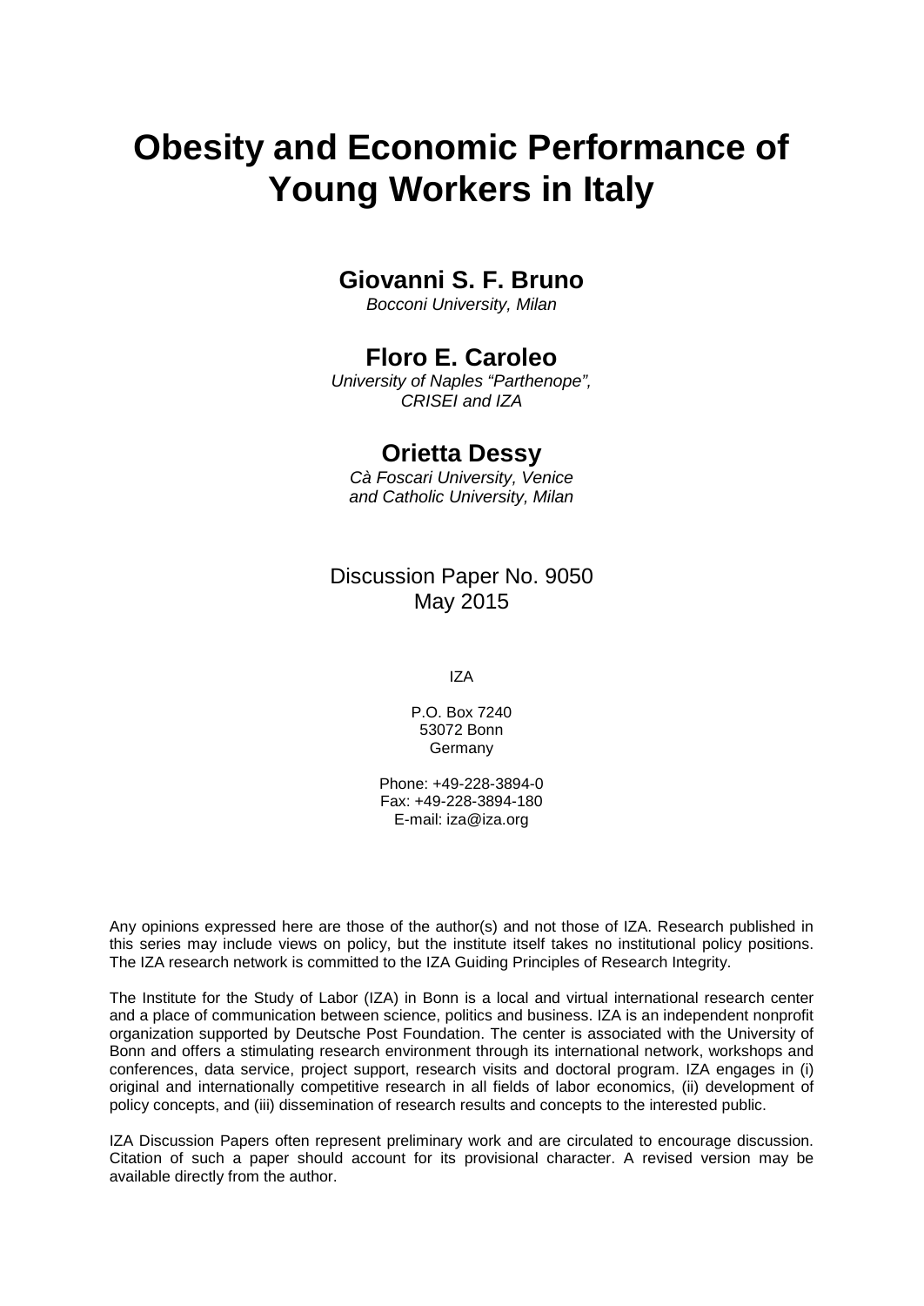# Obesity and Economic Performance of Young Workers in Italy

**Giovanni S. F. Bruno**

*Bocconi University, Milan*

**Floro E. Caroleo**

*University of Naples "Parthenope", CRISEI and IZA*

**Orietta Dessy**

*Cà Foscari University, Venice and Catholic University, Milan*

Discussion Paper No. 9050
May 2015

IZA

P.O. Box 7240
53072 Bonn
Germany

Phone: +49-228-3894-0
Fax: +49-228-3894-180
E-mail: iza@iza.org

Any opinions expressed here are those of the author(s) and not those of IZA. Research published in this series may include views on policy, but the institute itself takes no institutional policy positions. The IZA research network is committed to the IZA Guiding Principles of Research Integrity.

The Institute for the Study of Labor (IZA) in Bonn is a local and virtual international research center and a place of communication between science, politics and business. IZA is an independent nonprofit organization supported by Deutsche Post Foundation. The center is associated with the University of Bonn and offers a stimulating research environment through its international network, workshops and conferences, data service, project support, research visits and doctoral program. IZA engages in (i) original and internationally competitive research in all fields of labor economics, (ii) development of policy concepts, and (iii) dissemination of research results and concepts to the interested public.

IZA Discussion Papers often represent preliminary work and are circulated to encourage discussion. Citation of such a paper should account for its provisional character. A revised version may be available directly from the author.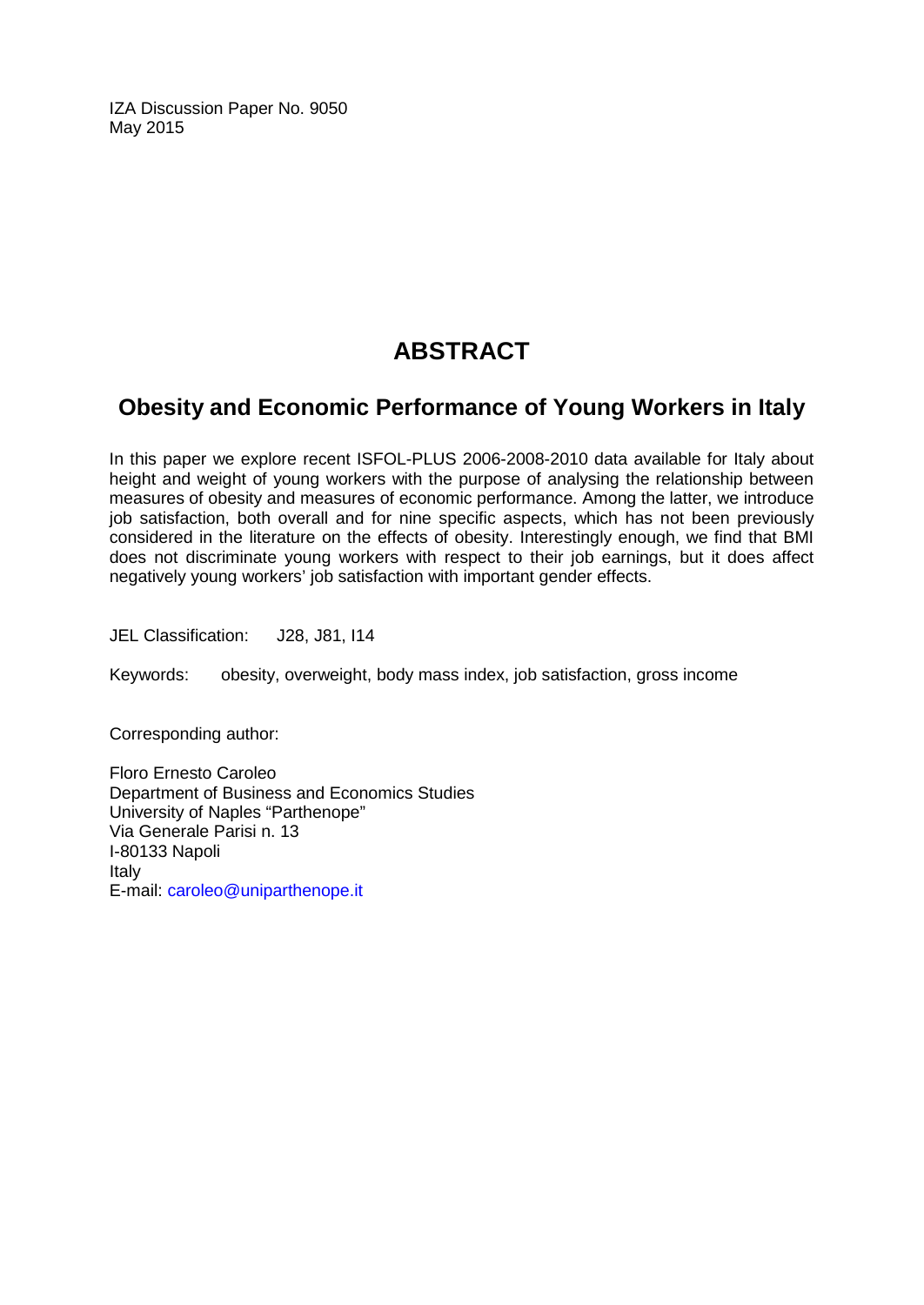IZA Discussion Paper No. 9050
May 2015

# ABSTRACT

## Obesity and Economic Performance of Young Workers in Italy

In this paper we explore recent ISFOL-PLUS 2006-2008-2010 data available for Italy about height and weight of young workers with the purpose of analysing the relationship between measures of obesity and measures of economic performance. Among the latter, we introduce job satisfaction, both overall and for nine specific aspects, which has not been previously considered in the literature on the effects of obesity. Interestingly enough, we find that BMI does not discriminate young workers with respect to their job earnings, but it does affect negatively young workers' job satisfaction with important gender effects.

JEL Classification: J28, J81, I14

Keywords: obesity, overweight, body mass index, job satisfaction, gross income

Corresponding author:

Floro Ernesto Caroleo
Department of Business and Economics Studies
University of Naples "Parthenope"
Via Generale Parisi n. 13
I-80133 Napoli
Italy
E-mail: caroleo@uniparthenope.it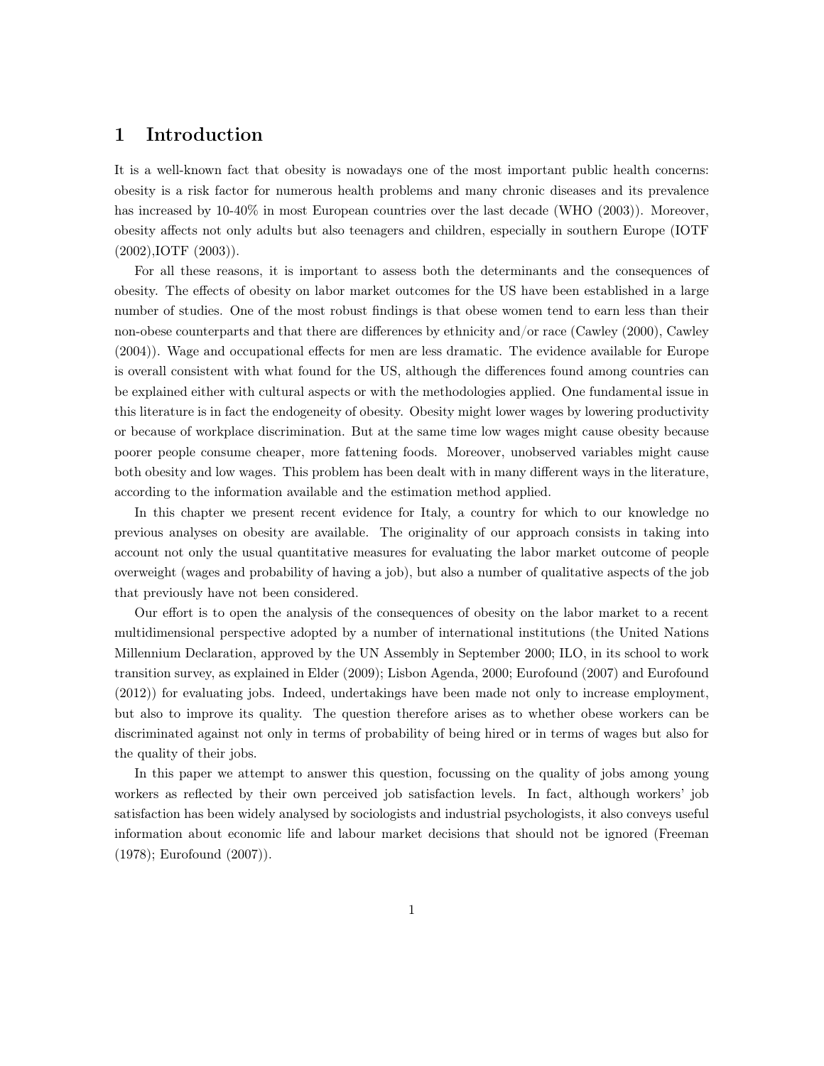# 1 Introduction

It is a well-known fact that obesity is nowadays one of the most important public health concerns: obesity is a risk factor for numerous health problems and many chronic diseases and its prevalence has increased by 10-40% in most European countries over the last decade (WHO (2003)). Moreover, obesity affects not only adults but also teenagers and children, especially in southern Europe (IOTF (2002),IOTF (2003)).

For all these reasons, it is important to assess both the determinants and the consequences of obesity. The effects of obesity on labor market outcomes for the US have been established in a large number of studies. One of the most robust findings is that obese women tend to earn less than their non-obese counterparts and that there are differences by ethnicity and/or race (Cawley (2000), Cawley (2004)). Wage and occupational effects for men are less dramatic. The evidence available for Europe is overall consistent with what found for the US, although the differences found among countries can be explained either with cultural aspects or with the methodologies applied. One fundamental issue in this literature is in fact the endogeneity of obesity. Obesity might lower wages by lowering productivity or because of workplace discrimination. But at the same time low wages might cause obesity because poorer people consume cheaper, more fattening foods. Moreover, unobserved variables might cause both obesity and low wages. This problem has been dealt with in many different ways in the literature, according to the information available and the estimation method applied.

In this chapter we present recent evidence for Italy, a country for which to our knowledge no previous analyses on obesity are available. The originality of our approach consists in taking into account not only the usual quantitative measures for evaluating the labor market outcome of people overweight (wages and probability of having a job), but also a number of qualitative aspects of the job that previously have not been considered.

Our effort is to open the analysis of the consequences of obesity on the labor market to a recent multidimensional perspective adopted by a number of international institutions (the United Nations Millennium Declaration, approved by the UN Assembly in September 2000; ILO, in its school to work transition survey, as explained in Elder (2009); Lisbon Agenda, 2000; Eurofound (2007) and Eurofound (2012)) for evaluating jobs. Indeed, undertakings have been made not only to increase employment, but also to improve its quality. The question therefore arises as to whether obese workers can be discriminated against not only in terms of probability of being hired or in terms of wages but also for the quality of their jobs.

In this paper we attempt to answer this question, focussing on the quality of jobs among young workers as reflected by their own perceived job satisfaction levels. In fact, although workers' job satisfaction has been widely analysed by sociologists and industrial psychologists, it also conveys useful information about economic life and labour market decisions that should not be ignored (Freeman (1978); Eurofound (2007)).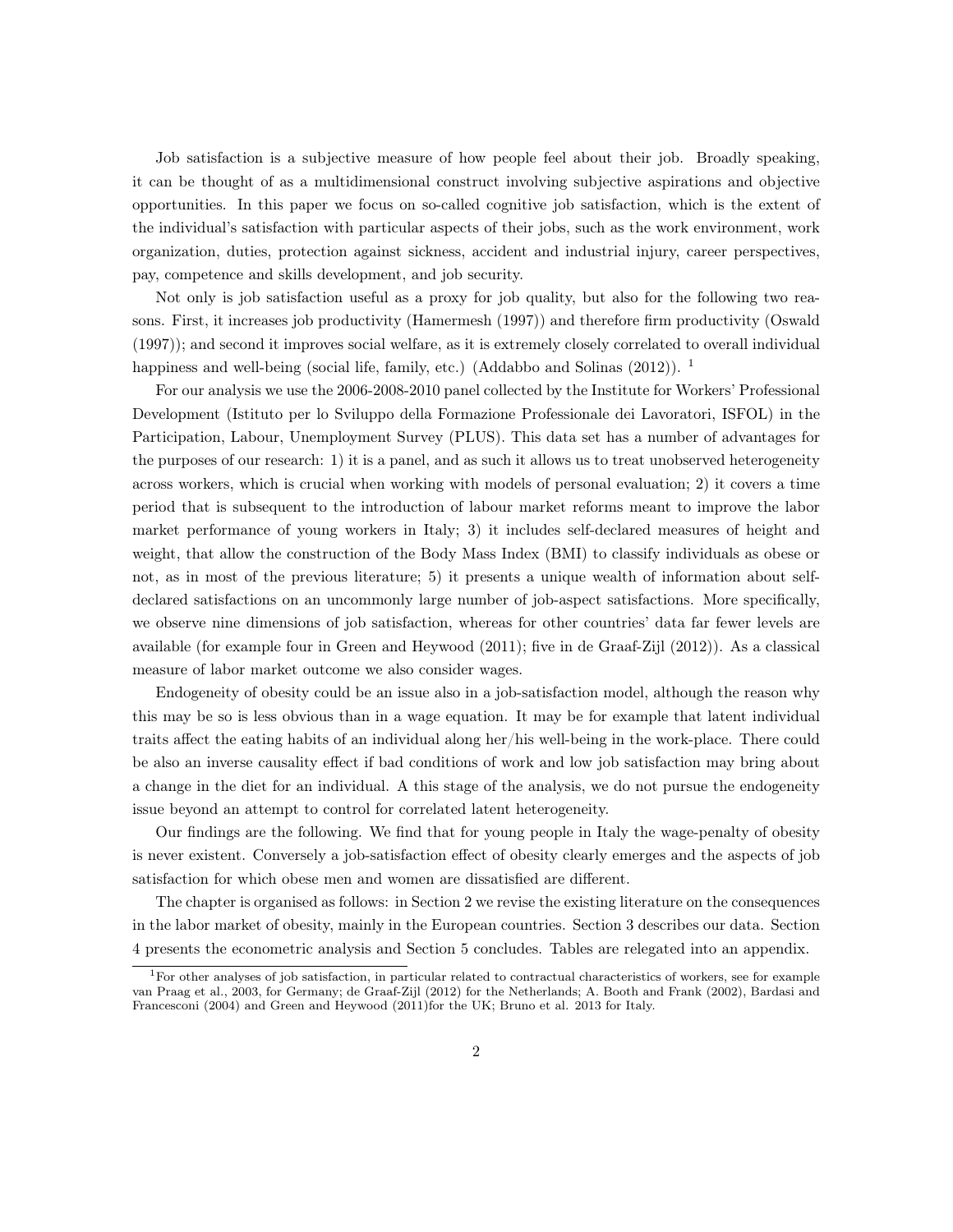Job satisfaction is a subjective measure of how people feel about their job. Broadly speaking, it can be thought of as a multidimensional construct involving subjective aspirations and objective opportunities. In this paper we focus on so-called cognitive job satisfaction, which is the extent of the individual's satisfaction with particular aspects of their jobs, such as the work environment, work organization, duties, protection against sickness, accident and industrial injury, career perspectives, pay, competence and skills development, and job security.

Not only is job satisfaction useful as a proxy for job quality, but also for the following two reasons. First, it increases job productivity (Hamermesh (1997)) and therefore firm productivity (Oswald (1997)); and second it improves social welfare, as it is extremely closely correlated to overall individual happiness and well-being (social life, family, etc.) (Addabbo and Solinas (2012)). [1]

For our analysis we use the 2006-2008-2010 panel collected by the Institute for Workers' Professional Development (Istituto per lo Sviluppo della Formazione Professionale dei Lavoratori, ISFOL) in the Participation, Labour, Unemployment Survey (PLUS). This data set has a number of advantages for the purposes of our research: 1) it is a panel, and as such it allows us to treat unobserved heterogeneity across workers, which is crucial when working with models of personal evaluation; 2) it covers a time period that is subsequent to the introduction of labour market reforms meant to improve the labor market performance of young workers in Italy; 3) it includes self-declared measures of height and weight, that allow the construction of the Body Mass Index (BMI) to classify individuals as obese or not, as in most of the previous literature; 5) it presents a unique wealth of information about self-declared satisfactions on an uncommonly large number of job-aspect satisfactions. More specifically, we observe nine dimensions of job satisfaction, whereas for other countries' data far fewer levels are available (for example four in Green and Heywood (2011); five in de Graaf-Zijl (2012)). As a classical measure of labor market outcome we also consider wages.

Endogeneity of obesity could be an issue also in a job-satisfaction model, although the reason why this may be so is less obvious than in a wage equation. It may be for example that latent individual traits affect the eating habits of an individual along her/his well-being in the work-place. There could be also an inverse causality effect if bad conditions of work and low job satisfaction may bring about a change in the diet for an individual. A this stage of the analysis, we do not pursue the endogeneity issue beyond an attempt to control for correlated latent heterogeneity.

Our findings are the following. We find that for young people in Italy the wage-penalty of obesity is never existent. Conversely a job-satisfaction effect of obesity clearly emerges and the aspects of job satisfaction for which obese men and women are dissatisfied are different.

The chapter is organised as follows: in Section 2 we revise the existing literature on the consequences in the labor market of obesity, mainly in the European countries. Section 3 describes our data. Section 4 presents the econometric analysis and Section 5 concludes. Tables are relegated into an appendix.

---

[1] For other analyses of job satisfaction, in particular related to contractual characteristics of workers, see for example van Praag et al., 2003, for Germany; de Graaf-Zijl (2012) for the Netherlands; A. Booth and Frank (2002), Bardasi and Francesconi (2004) and Green and Heywood (2011)for the UK; Bruno et al. 2013 for Italy.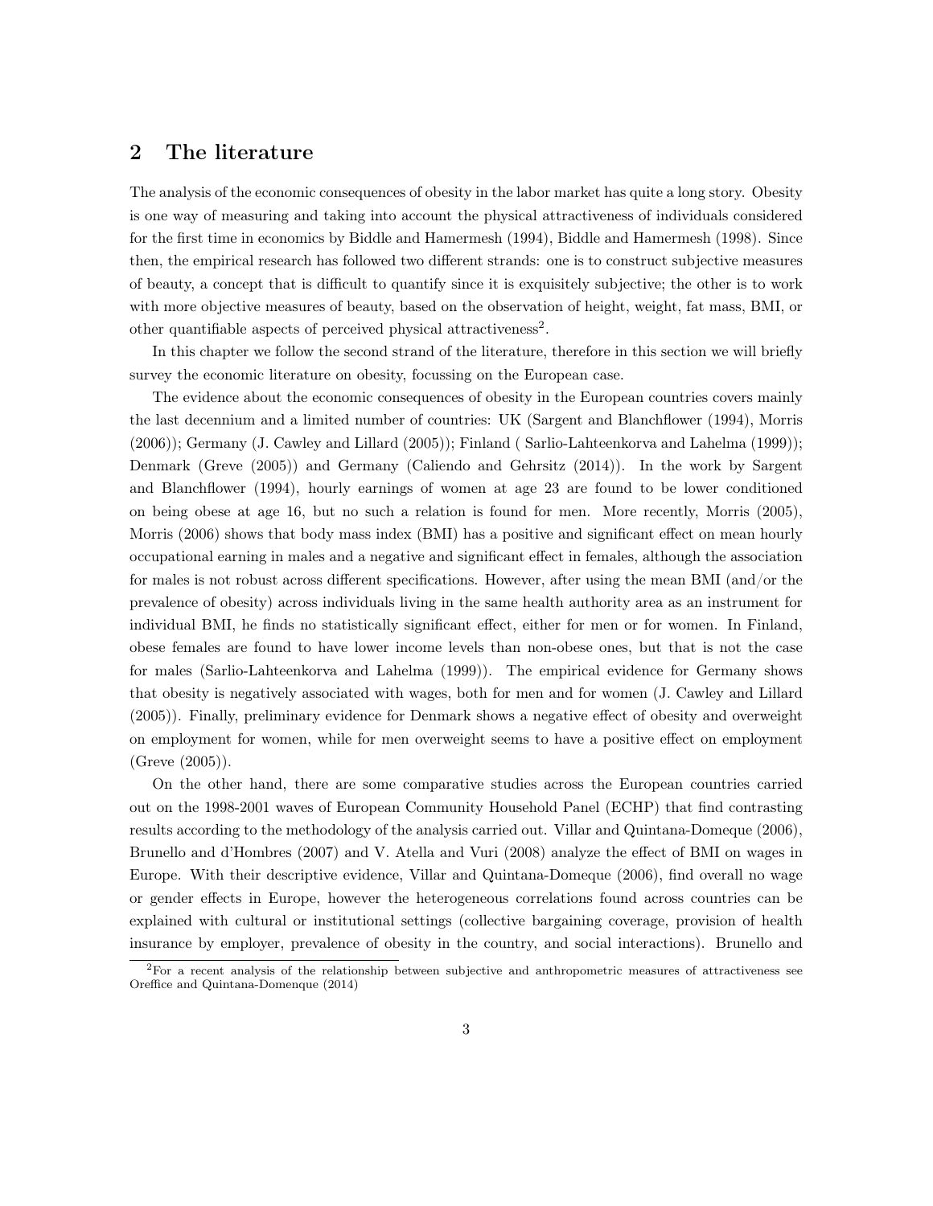## 2 The literature

The analysis of the economic consequences of obesity in the labor market has quite a long story. Obesity is one way of measuring and taking into account the physical attractiveness of individuals considered for the first time in economics by Biddle and Hamermesh (1994), Biddle and Hamermesh (1998). Since then, the empirical research has followed two different strands: one is to construct subjective measures of beauty, a concept that is difficult to quantify since it is exquisitely subjective; the other is to work with more objective measures of beauty, based on the observation of height, weight, fat mass, BMI, or other quantifiable aspects of perceived physical attractiveness[2].

In this chapter we follow the second strand of the literature, therefore in this section we will briefly survey the economic literature on obesity, focussing on the European case.

The evidence about the economic consequences of obesity in the European countries covers mainly the last decennium and a limited number of countries: UK (Sargent and Blanchflower (1994), Morris (2006)); Germany (J. Cawley and Lillard (2005)); Finland ( Sarlio-Lahteenkorva and Lahelma (1999)); Denmark (Greve (2005)) and Germany (Caliendo and Gehrsitz (2014)). In the work by Sargent and Blanchflower (1994), hourly earnings of women at age 23 are found to be lower conditioned on being obese at age 16, but no such a relation is found for men. More recently, Morris (2005), Morris (2006) shows that body mass index (BMI) has a positive and significant effect on mean hourly occupational earning in males and a negative and significant effect in females, although the association for males is not robust across different specifications. However, after using the mean BMI (and/or the prevalence of obesity) across individuals living in the same health authority area as an instrument for individual BMI, he finds no statistically significant effect, either for men or for women. In Finland, obese females are found to have lower income levels than non-obese ones, but that is not the case for males (Sarlio-Lahteenkorva and Lahelma (1999)). The empirical evidence for Germany shows that obesity is negatively associated with wages, both for men and for women (J. Cawley and Lillard (2005)). Finally, preliminary evidence for Denmark shows a negative effect of obesity and overweight on employment for women, while for men overweight seems to have a positive effect on employment (Greve (2005)).

On the other hand, there are some comparative studies across the European countries carried out on the 1998-2001 waves of European Community Household Panel (ECHP) that find contrasting results according to the methodology of the analysis carried out. Villar and Quintana-Domeque (2006), Brunello and d'Hombres (2007) and V. Atella and Vuri (2008) analyze the effect of BMI on wages in Europe. With their descriptive evidence, Villar and Quintana-Domeque (2006), find overall no wage or gender effects in Europe, however the heterogeneous correlations found across countries can be explained with cultural or institutional settings (collective bargaining coverage, provision of health insurance by employer, prevalence of obesity in the country, and social interactions). Brunello and

[2]For a recent analysis of the relationship between subjective and anthropometric measures of attractiveness see Oreffice and Quintana-Domenque (2014)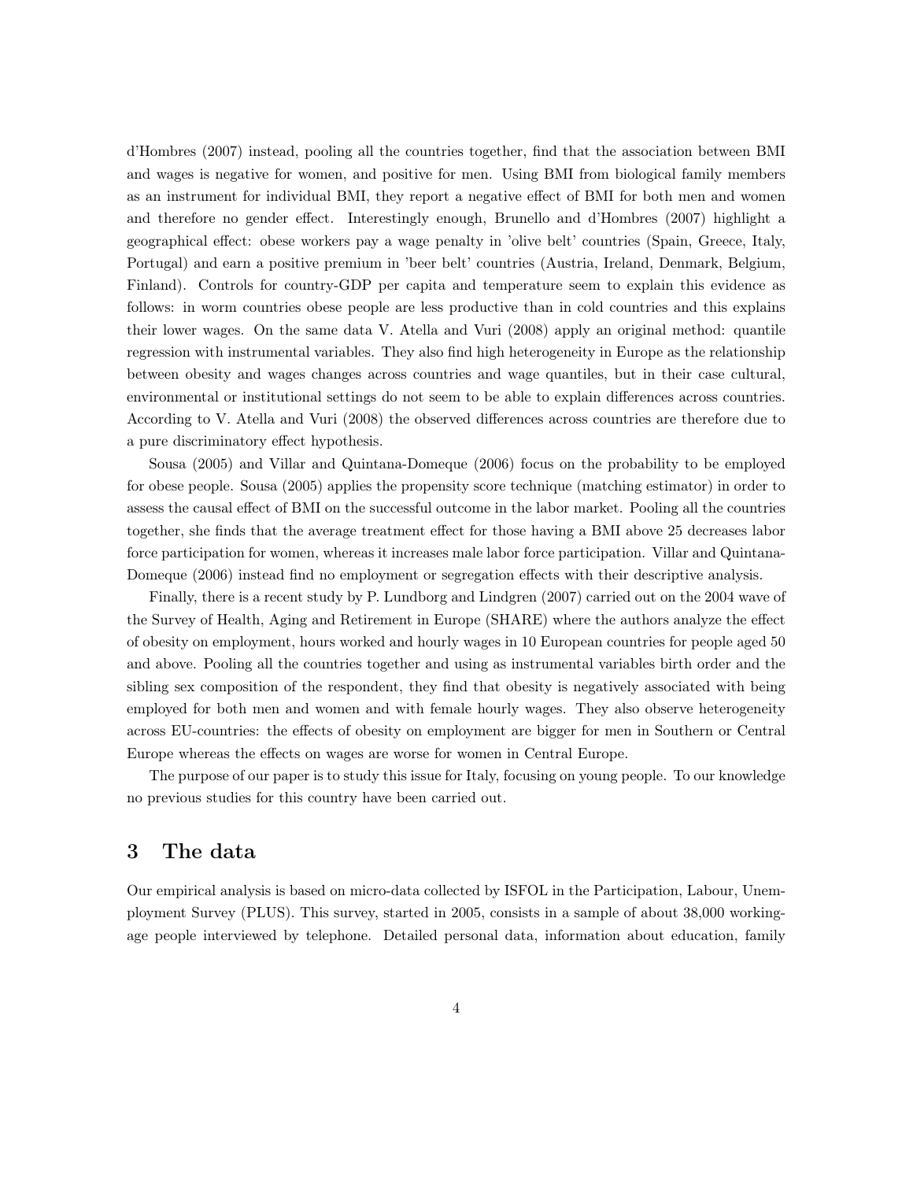d'Hombres (2007) instead, pooling all the countries together, find that the association between BMI and wages is negative for women, and positive for men. Using BMI from biological family members as an instrument for individual BMI, they report a negative effect of BMI for both men and women and therefore no gender effect. Interestingly enough, Brunello and d'Hombres (2007) highlight a geographical effect: obese workers pay a wage penalty in 'olive belt' countries (Spain, Greece, Italy, Portugal) and earn a positive premium in 'beer belt' countries (Austria, Ireland, Denmark, Belgium, Finland). Controls for country-GDP per capita and temperature seem to explain this evidence as follows: in worm countries obese people are less productive than in cold countries and this explains their lower wages. On the same data V. Atella and Vuri (2008) apply an original method: quantile regression with instrumental variables. They also find high heterogeneity in Europe as the relationship between obesity and wages changes across countries and wage quantiles, but in their case cultural, environmental or institutional settings do not seem to be able to explain differences across countries. According to V. Atella and Vuri (2008) the observed differences across countries are therefore due to a pure discriminatory effect hypothesis.

Sousa (2005) and Villar and Quintana-Domeque (2006) focus on the probability to be employed for obese people. Sousa (2005) applies the propensity score technique (matching estimator) in order to assess the causal effect of BMI on the successful outcome in the labor market. Pooling all the countries together, she finds that the average treatment effect for those having a BMI above 25 decreases labor force participation for women, whereas it increases male labor force participation. Villar and Quintana-Domeque (2006) instead find no employment or segregation effects with their descriptive analysis.

Finally, there is a recent study by P. Lundborg and Lindgren (2007) carried out on the 2004 wave of the Survey of Health, Aging and Retirement in Europe (SHARE) where the authors analyze the effect of obesity on employment, hours worked and hourly wages in 10 European countries for people aged 50 and above. Pooling all the countries together and using as instrumental variables birth order and the sibling sex composition of the respondent, they find that obesity is negatively associated with being employed for both men and women and with female hourly wages. They also observe heterogeneity across EU-countries: the effects of obesity on employment are bigger for men in Southern or Central Europe whereas the effects on wages are worse for women in Central Europe.

The purpose of our paper is to study this issue for Italy, focusing on young people. To our knowledge no previous studies for this country have been carried out.

## 3 The data

Our empirical analysis is based on micro-data collected by ISFOL in the Participation, Labour, Unemployment Survey (PLUS). This survey, started in 2005, consists in a sample of about 38,000 working-age people interviewed by telephone. Detailed personal data, information about education, family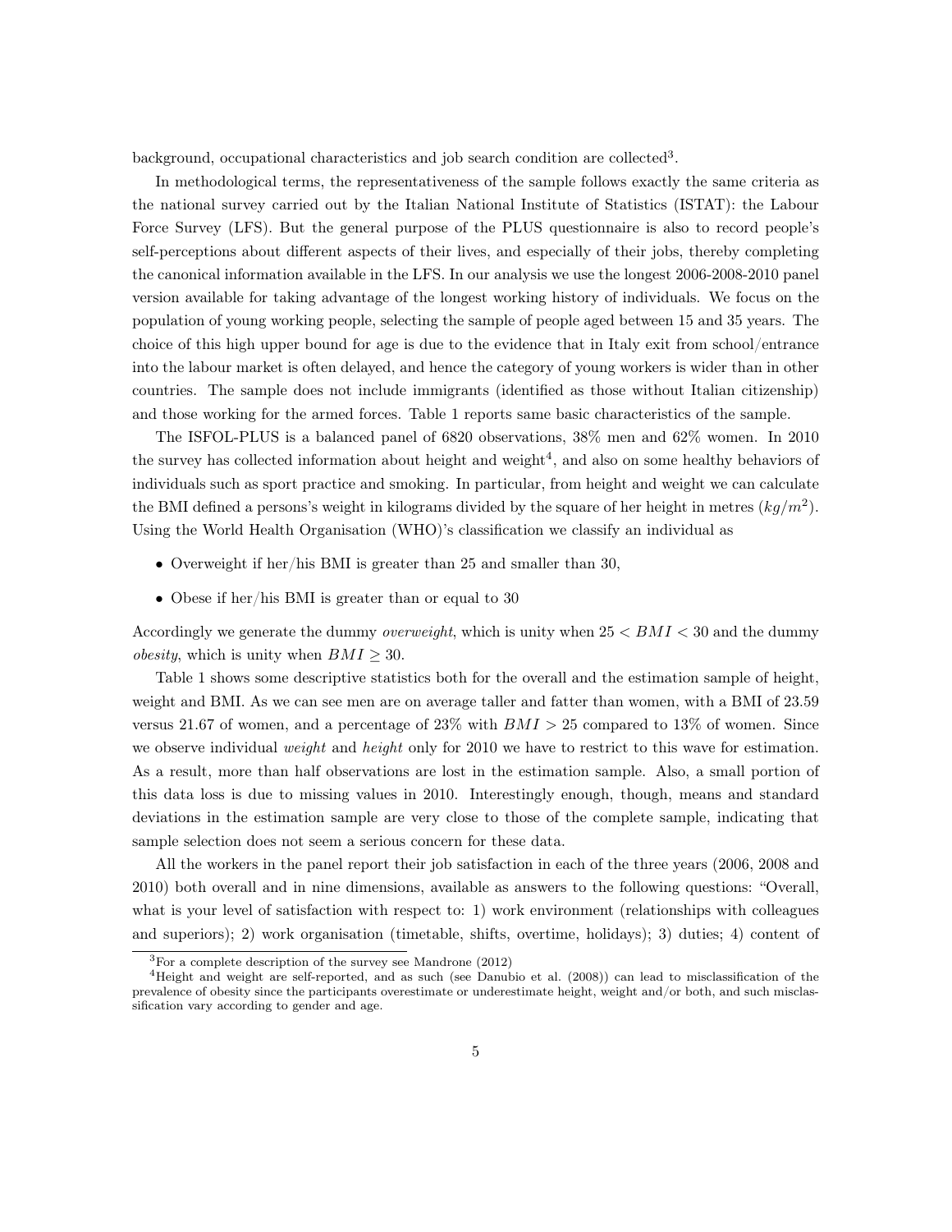background, occupational characteristics and job search condition are collected[3].

In methodological terms, the representativeness of the sample follows exactly the same criteria as the national survey carried out by the Italian National Institute of Statistics (ISTAT): the Labour Force Survey (LFS). But the general purpose of the PLUS questionnaire is also to record people's self-perceptions about different aspects of their lives, and especially of their jobs, thereby completing the canonical information available in the LFS. In our analysis we use the longest 2006-2008-2010 panel version available for taking advantage of the longest working history of individuals. We focus on the population of young working people, selecting the sample of people aged between 15 and 35 years. The choice of this high upper bound for age is due to the evidence that in Italy exit from school/entrance into the labour market is often delayed, and hence the category of young workers is wider than in other countries. The sample does not include immigrants (identified as those without Italian citizenship) and those working for the armed forces. Table 1 reports same basic characteristics of the sample.

The ISFOL-PLUS is a balanced panel of 6820 observations, 38% men and 62% women. In 2010 the survey has collected information about height and weight[4], and also on some healthy behaviors of individuals such as sport practice and smoking. In particular, from height and weight we can calculate the BMI defined a persons's weight in kilograms divided by the square of her height in metres ($kg/m^2$). Using the World Health Organisation (WHO)'s classification we classify an individual as

- Overweight if her/his BMI is greater than 25 and smaller than 30,
- Obese if her/his BMI is greater than or equal to 30

Accordingly we generate the dummy *overweight*, which is unity when $25 < BMI < 30$ and the dummy *obesity*, which is unity when $BMI \geq 30$.

Table 1 shows some descriptive statistics both for the overall and the estimation sample of height, weight and BMI. As we can see men are on average taller and fatter than women, with a BMI of 23.59 versus 21.67 of women, and a percentage of 23% with $BMI > 25$ compared to 13% of women. Since we observe individual *weight* and *height* only for 2010 we have to restrict to this wave for estimation. As a result, more than half observations are lost in the estimation sample. Also, a small portion of this data loss is due to missing values in 2010. Interestingly enough, though, means and standard deviations in the estimation sample are very close to those of the complete sample, indicating that sample selection does not seem a serious concern for these data.

All the workers in the panel report their job satisfaction in each of the three years (2006, 2008 and 2010) both overall and in nine dimensions, available as answers to the following questions: "Overall, what is your level of satisfaction with respect to: 1) work environment (relationships with colleagues and superiors); 2) work organisation (timetable, shifts, overtime, holidays); 3) duties; 4) content of

[3] For a complete description of the survey see Mandrone (2012)

[4] Height and weight are self-reported, and as such (see Danubio et al. (2008)) can lead to misclassification of the prevalence of obesity since the participants overestimate or underestimate height, weight and/or both, and such misclassification vary according to gender and age.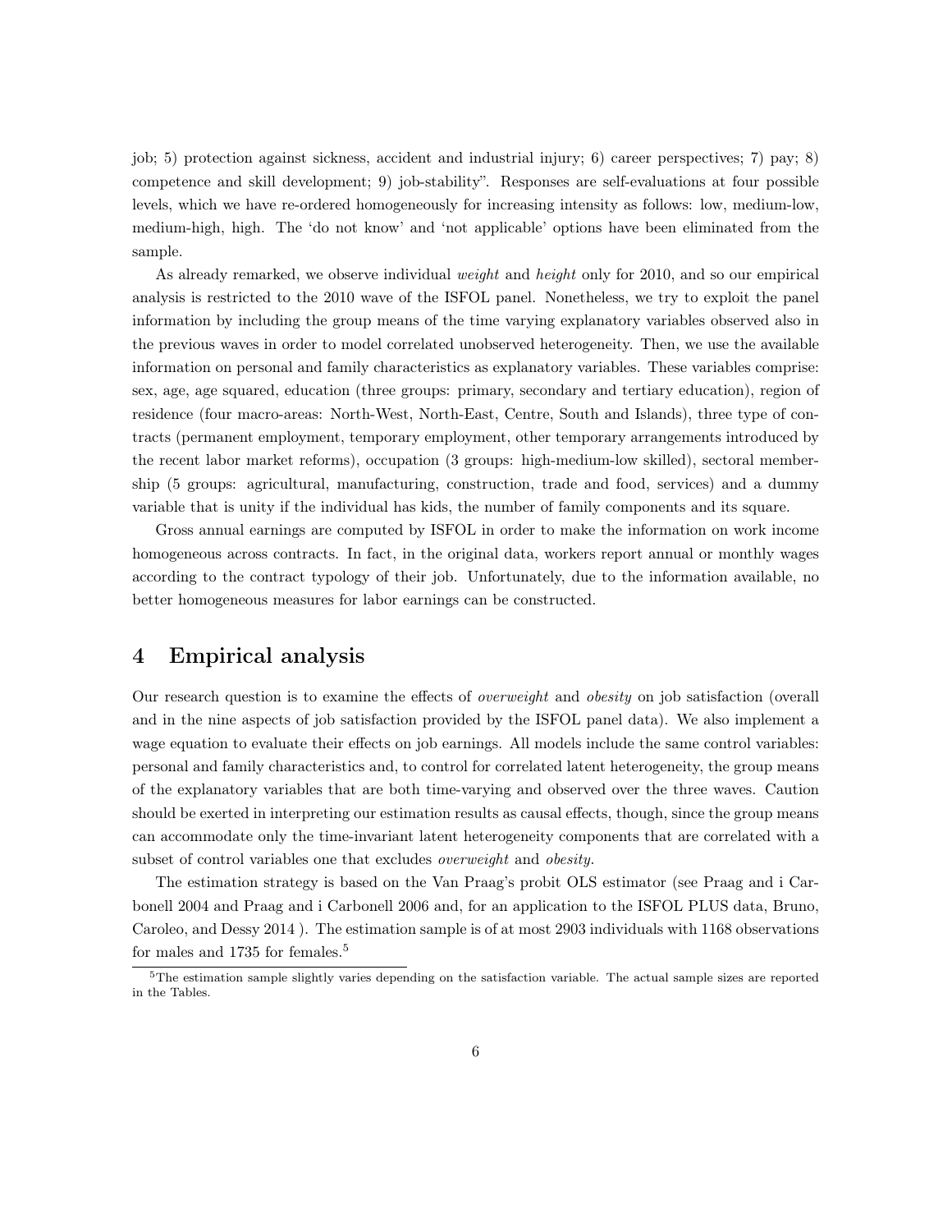job; 5) protection against sickness, accident and industrial injury; 6) career perspectives; 7) pay; 8) competence and skill development; 9) job-stability". Responses are self-evaluations at four possible levels, which we have re-ordered homogeneously for increasing intensity as follows: low, medium-low, medium-high, high. The 'do not know' and 'not applicable' options have been eliminated from the sample.

As already remarked, we observe individual *weight* and *height* only for 2010, and so our empirical analysis is restricted to the 2010 wave of the ISFOL panel. Nonetheless, we try to exploit the panel information by including the group means of the time varying explanatory variables observed also in the previous waves in order to model correlated unobserved heterogeneity. Then, we use the available information on personal and family characteristics as explanatory variables. These variables comprise: sex, age, age squared, education (three groups: primary, secondary and tertiary education), region of residence (four macro-areas: North-West, North-East, Centre, South and Islands), three type of contracts (permanent employment, temporary employment, other temporary arrangements introduced by the recent labor market reforms), occupation (3 groups: high-medium-low skilled), sectoral membership (5 groups: agricultural, manufacturing, construction, trade and food, services) and a dummy variable that is unity if the individual has kids, the number of family components and its square.

Gross annual earnings are computed by ISFOL in order to make the information on work income homogeneous across contracts. In fact, in the original data, workers report annual or monthly wages according to the contract typology of their job. Unfortunately, due to the information available, no better homogeneous measures for labor earnings can be constructed.

## 4 Empirical analysis

Our research question is to examine the effects of *overweight* and *obesity* on job satisfaction (overall and in the nine aspects of job satisfaction provided by the ISFOL panel data). We also implement a wage equation to evaluate their effects on job earnings. All models include the same control variables: personal and family characteristics and, to control for correlated latent heterogeneity, the group means of the explanatory variables that are both time-varying and observed over the three waves. Caution should be exerted in interpreting our estimation results as causal effects, though, since the group means can accommodate only the time-invariant latent heterogeneity components that are correlated with a subset of control variables one that excludes *overweight* and *obesity.*

The estimation strategy is based on the Van Praag's probit OLS estimator (see Praag and i Carbonell 2004 and Praag and i Carbonell 2006 and, for an application to the ISFOL PLUS data, Bruno, Caroleo, and Dessy 2014 ). The estimation sample is of at most 2903 individuals with 1168 observations for males and 1735 for females.[5]

[5] The estimation sample slightly varies depending on the satisfaction variable. The actual sample sizes are reported in the Tables.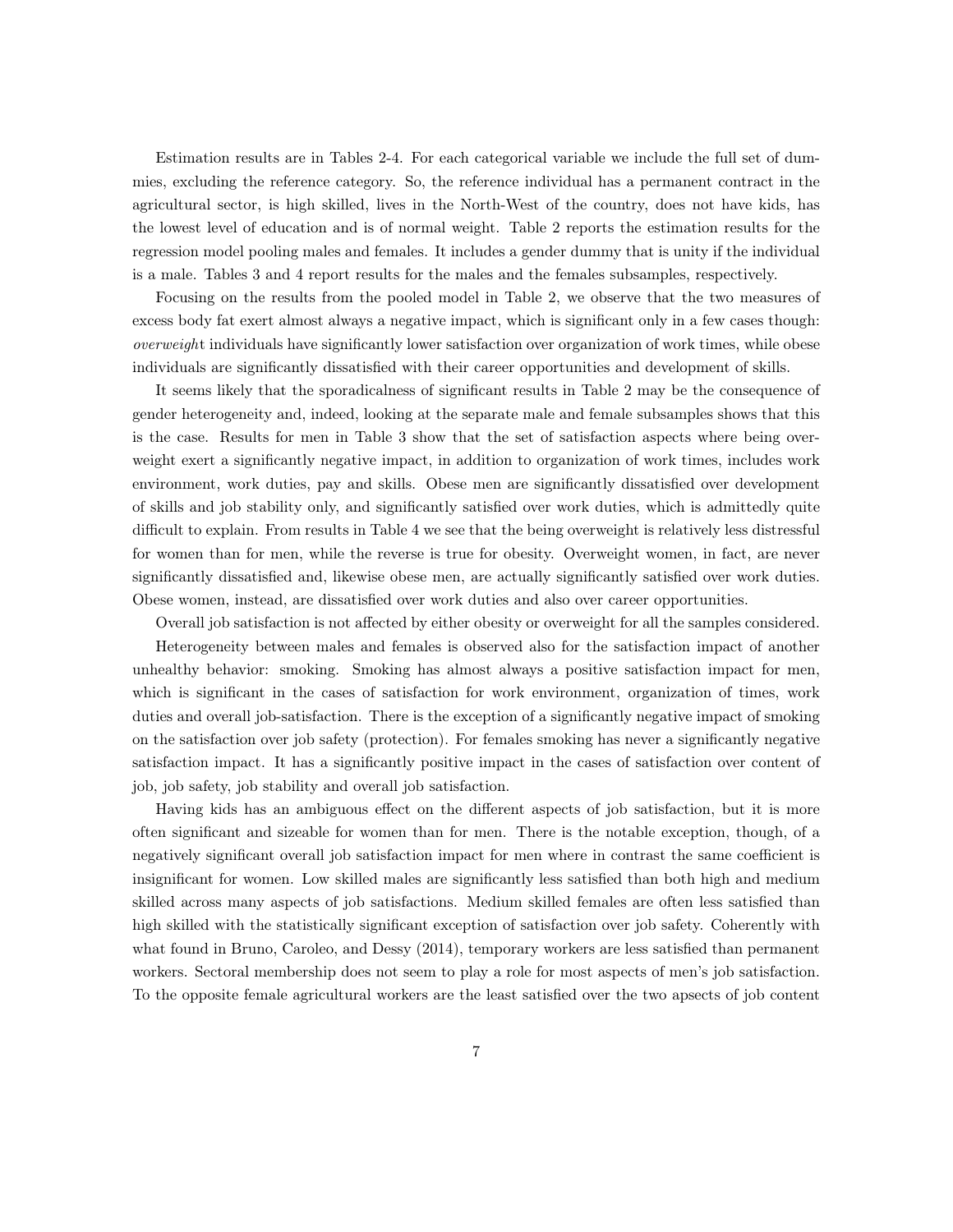Estimation results are in Tables 2-4. For each categorical variable we include the full set of dummies, excluding the reference category. So, the reference individual has a permanent contract in the agricultural sector, is high skilled, lives in the North-West of the country, does not have kids, has the lowest level of education and is of normal weight. Table 2 reports the estimation results for the regression model pooling males and females. It includes a gender dummy that is unity if the individual is a male. Tables 3 and 4 report results for the males and the females subsamples, respectively.

Focusing on the results from the pooled model in Table 2, we observe that the two measures of excess body fat exert almost always a negative impact, which is significant only in a few cases though: *overweigh*t individuals have significantly lower satisfaction over organization of work times, while obese individuals are significantly dissatisfied with their career opportunities and development of skills.

It seems likely that the sporadicalness of significant results in Table 2 may be the consequence of gender heterogeneity and, indeed, looking at the separate male and female subsamples shows that this is the case. Results for men in Table 3 show that the set of satisfaction aspects where being overweight exert a significantly negative impact, in addition to organization of work times, includes work environment, work duties, pay and skills. Obese men are significantly dissatisfied over development of skills and job stability only, and significantly satisfied over work duties, which is admittedly quite difficult to explain. From results in Table 4 we see that the being overweight is relatively less distressful for women than for men, while the reverse is true for obesity. Overweight women, in fact, are never significantly dissatisfied and, likewise obese men, are actually significantly satisfied over work duties. Obese women, instead, are dissatisfied over work duties and also over career opportunities.

Overall job satisfaction is not affected by either obesity or overweight for all the samples considered.

Heterogeneity between males and females is observed also for the satisfaction impact of another unhealthy behavior: smoking. Smoking has almost always a positive satisfaction impact for men, which is significant in the cases of satisfaction for work environment, organization of times, work duties and overall job-satisfaction. There is the exception of a significantly negative impact of smoking on the satisfaction over job safety (protection). For females smoking has never a significantly negative satisfaction impact. It has a significantly positive impact in the cases of satisfaction over content of job, job safety, job stability and overall job satisfaction.

Having kids has an ambiguous effect on the different aspects of job satisfaction, but it is more often significant and sizeable for women than for men. There is the notable exception, though, of a negatively significant overall job satisfaction impact for men where in contrast the same coefficient is insignificant for women. Low skilled males are significantly less satisfied than both high and medium skilled across many aspects of job satisfactions. Medium skilled females are often less satisfied than high skilled with the statistically significant exception of satisfaction over job safety. Coherently with what found in Bruno, Caroleo, and Dessy (2014), temporary workers are less satisfied than permanent workers. Sectoral membership does not seem to play a role for most aspects of men's job satisfaction. To the opposite female agricultural workers are the least satisfied over the two apsects of job content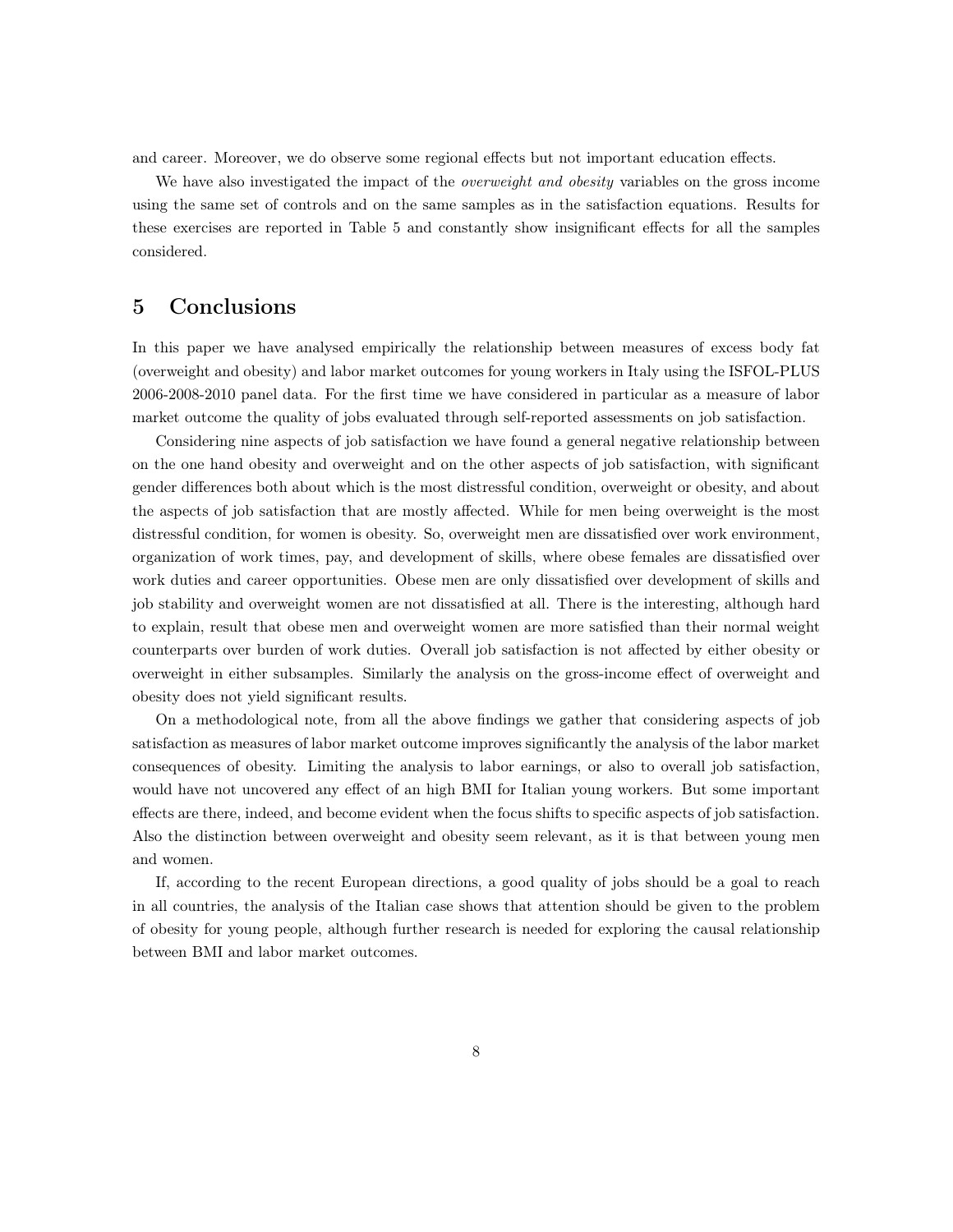and career. Moreover, we do observe some regional effects but not important education effects.

We have also investigated the impact of the *overweight and obesity* variables on the gross income using the same set of controls and on the same samples as in the satisfaction equations. Results for these exercises are reported in Table 5 and constantly show insignificant effects for all the samples considered.

## 5 Conclusions

In this paper we have analysed empirically the relationship between measures of excess body fat (overweight and obesity) and labor market outcomes for young workers in Italy using the ISFOL-PLUS 2006-2008-2010 panel data. For the first time we have considered in particular as a measure of labor market outcome the quality of jobs evaluated through self-reported assessments on job satisfaction.

Considering nine aspects of job satisfaction we have found a general negative relationship between on the one hand obesity and overweight and on the other aspects of job satisfaction, with significant gender differences both about which is the most distressful condition, overweight or obesity, and about the aspects of job satisfaction that are mostly affected. While for men being overweight is the most distressful condition, for women is obesity. So, overweight men are dissatisfied over work environment, organization of work times, pay, and development of skills, where obese females are dissatisfied over work duties and career opportunities. Obese men are only dissatisfied over development of skills and job stability and overweight women are not dissatisfied at all. There is the interesting, although hard to explain, result that obese men and overweight women are more satisfied than their normal weight counterparts over burden of work duties. Overall job satisfaction is not affected by either obesity or overweight in either subsamples. Similarly the analysis on the gross-income effect of overweight and obesity does not yield significant results.

On a methodological note, from all the above findings we gather that considering aspects of job satisfaction as measures of labor market outcome improves significantly the analysis of the labor market consequences of obesity. Limiting the analysis to labor earnings, or also to overall job satisfaction, would have not uncovered any effect of an high BMI for Italian young workers. But some important effects are there, indeed, and become evident when the focus shifts to specific aspects of job satisfaction. Also the distinction between overweight and obesity seem relevant, as it is that between young men and women.

If, according to the recent European directions, a good quality of jobs should be a goal to reach in all countries, the analysis of the Italian case shows that attention should be given to the problem of obesity for young people, although further research is needed for exploring the causal relationship between BMI and labor market outcomes.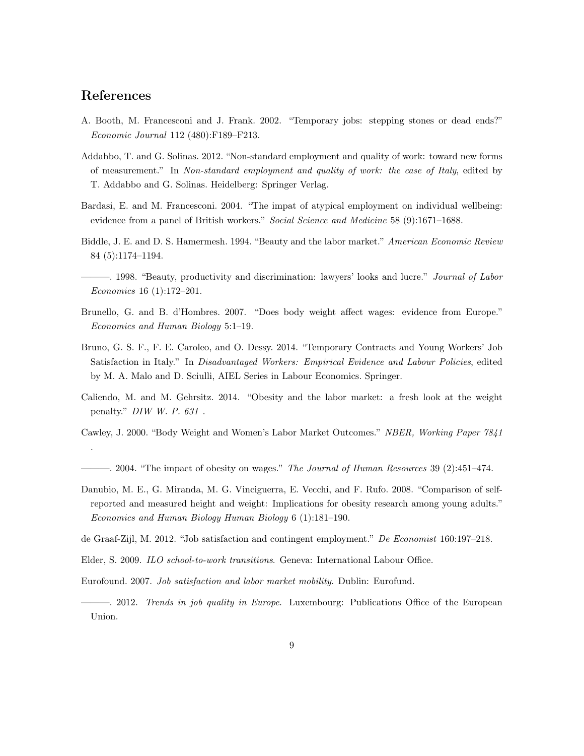## References

A. Booth, M. Francesconi and J. Frank. 2002. "Temporary jobs: stepping stones or dead ends?" *Economic Journal* 112 (480):F189–F213.

Addabbo, T. and G. Solinas. 2012. "Non-standard employment and quality of work: toward new forms of measurement." In *Non-standard employment and quality of work: the case of Italy*, edited by T. Addabbo and G. Solinas. Heidelberg: Springer Verlag.

Bardasi, E. and M. Francesconi. 2004. "The impat of atypical employment on individual wellbeing: evidence from a panel of British workers." *Social Science and Medicine* 58 (9):1671–1688.

Biddle, J. E. and D. S. Hamermesh. 1994. "Beauty and the labor market." *American Economic Review* 84 (5):1174–1194.

———. 1998. "Beauty, productivity and discrimination: lawyers' looks and lucre." *Journal of Labor Economics* 16 (1):172–201.

Brunello, G. and B. d'Hombres. 2007. "Does body weight affect wages: evidence from Europe." *Economics and Human Biology* 5:1–19.

Bruno, G. S. F., F. E. Caroleo, and O. Dessy. 2014. "Temporary Contracts and Young Workers' Job Satisfaction in Italy." In *Disadvantaged Workers: Empirical Evidence and Labour Policies*, edited by M. A. Malo and D. Sciulli, AIEL Series in Labour Economics. Springer.

Caliendo, M. and M. Gehrsitz. 2014. "Obesity and the labor market: a fresh look at the weight penalty." *DIW W. P. 631* .

Cawley, J. 2000. "Body Weight and Women's Labor Market Outcomes." *NBER, Working Paper 7841* .

———. 2004. "The impact of obesity on wages." *The Journal of Human Resources* 39 (2):451–474.

Danubio, M. E., G. Miranda, M. G. Vinciguerra, E. Vecchi, and F. Rufo. 2008. "Comparison of self-reported and measured height and weight: Implications for obesity research among young adults." *Economics and Human Biology Human Biology* 6 (1):181–190.

de Graaf-Zijl, M. 2012. "Job satisfaction and contingent employment." *De Economist* 160:197–218.

Elder, S. 2009. *ILO school-to-work transitions*. Geneva: International Labour Office.

Eurofound. 2007. *Job satisfaction and labor market mobility*. Dublin: Eurofund.

———. 2012. *Trends in job quality in Europe*. Luxembourg: Publications Office of the European Union.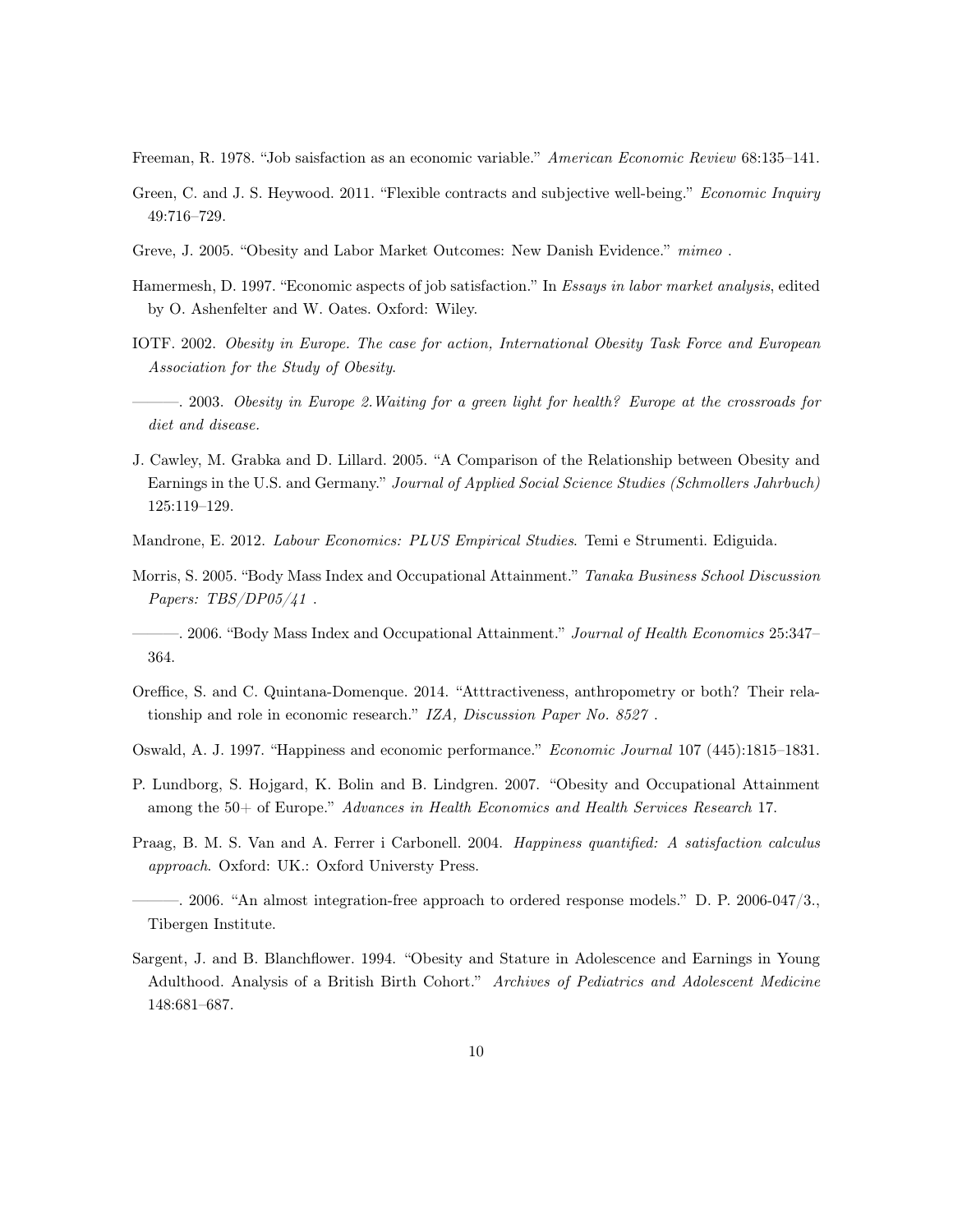Freeman, R. 1978. "Job saisfaction as an economic variable." *American Economic Review* 68:135–141.

Green, C. and J. S. Heywood. 2011. "Flexible contracts and subjective well-being." *Economic Inquiry* 49:716–729.

Greve, J. 2005. "Obesity and Labor Market Outcomes: New Danish Evidence." *mimeo* .

Hamermesh, D. 1997. "Economic aspects of job satisfaction." In *Essays in labor market analysis*, edited by O. Ashenfelter and W. Oates. Oxford: Wiley.

IOTF. 2002. *Obesity in Europe. The case for action, International Obesity Task Force and European Association for the Study of Obesity*.

———. 2003. *Obesity in Europe 2.Waiting for a green light for health? Europe at the crossroads for diet and disease.*

J. Cawley, M. Grabka and D. Lillard. 2005. "A Comparison of the Relationship between Obesity and Earnings in the U.S. and Germany." *Journal of Applied Social Science Studies (Schmollers Jahrbuch)* 125:119–129.

Mandrone, E. 2012. *Labour Economics: PLUS Empirical Studies*. Temi e Strumenti. Ediguida.

Morris, S. 2005. "Body Mass Index and Occupational Attainment." *Tanaka Business School Discussion Papers: TBS/DP05/41* .

———. 2006. "Body Mass Index and Occupational Attainment." *Journal of Health Economics* 25:347–364.

Oreffice, S. and C. Quintana-Domenque. 2014. "Atttractiveness, anthropometry or both? Their relationship and role in economic research." *IZA, Discussion Paper No. 8527* .

Oswald, A. J. 1997. "Happiness and economic performance." *Economic Journal* 107 (445):1815–1831.

P. Lundborg, S. Hojgard, K. Bolin and B. Lindgren. 2007. "Obesity and Occupational Attainment among the 50+ of Europe." *Advances in Health Economics and Health Services Research* 17.

Praag, B. M. S. Van and A. Ferrer i Carbonell. 2004. *Happiness quantified: A satisfaction calculus approach*. Oxford: UK.: Oxford Universty Press.

———. 2006. "An almost integration-free approach to ordered response models." D. P. 2006-047/3., Tibergen Institute.

Sargent, J. and B. Blanchflower. 1994. "Obesity and Stature in Adolescence and Earnings in Young Adulthood. Analysis of a British Birth Cohort." *Archives of Pediatrics and Adolescent Medicine* 148:681–687.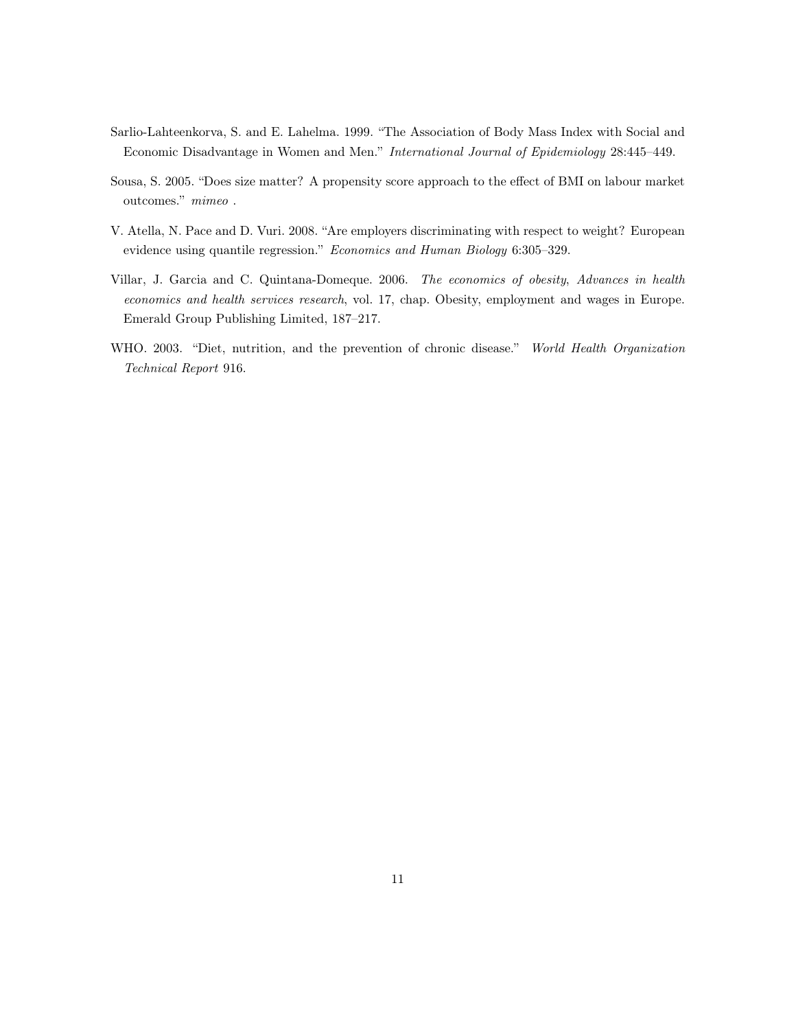Sarlio-Lahteenkorva, S. and E. Lahelma. 1999. "The Association of Body Mass Index with Social and Economic Disadvantage in Women and Men." *International Journal of Epidemiology* 28:445–449.

Sousa, S. 2005. "Does size matter? A propensity score approach to the effect of BMI on labour market outcomes." *mimeo* .

V. Atella, N. Pace and D. Vuri. 2008. "Are employers discriminating with respect to weight? European evidence using quantile regression." *Economics and Human Biology* 6:305–329.

Villar, J. Garcia and C. Quintana-Domeque. 2006. *The economics of obesity*, *Advances in health economics and health services research*, vol. 17, chap. Obesity, employment and wages in Europe. Emerald Group Publishing Limited, 187–217.

WHO. 2003. "Diet, nutrition, and the prevention of chronic disease." *World Health Organization Technical Report* 916.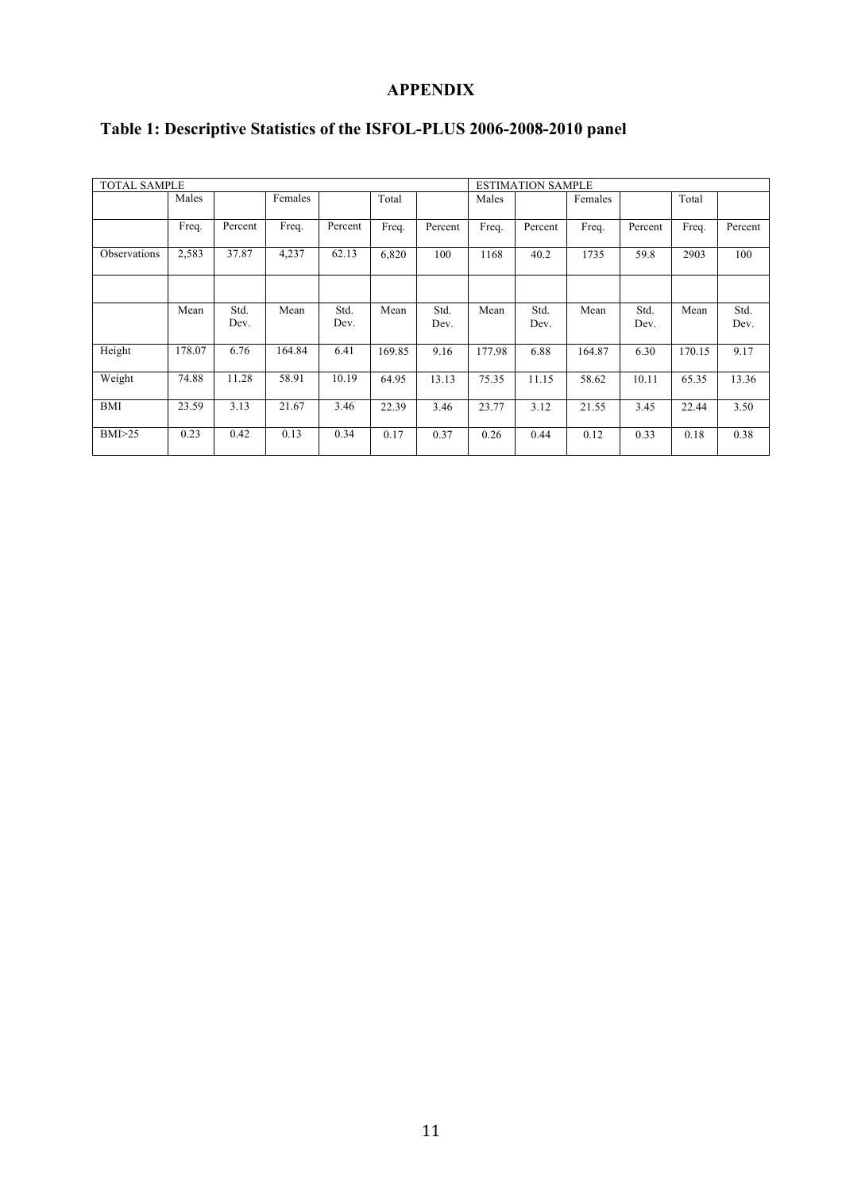# APPENDIX

## Table 1: Descriptive Statistics of the ISFOL-PLUS 2006-2008-2010 panel

| TOTAL SAMPLE | | | | | | | ESTIMATION SAMPLE | | | | | |
|---|---|---|---|---|---|---|---|---|---|---|---|---|
| | Males | | Females | | Total | | Males | | Females | | Total | |
| | Freq. | Percent | Freq. | Percent | Freq. | Percent | Freq. | Percent | Freq. | Percent | Freq. | Percent |
| Observations | 2,583 | 37.87 | 4,237 | 62.13 | 6,820 | 100 | 1168 | 40.2 | 1735 | 59.8 | 2903 | 100 |
| | | | | | | | | | | | | |
| | Mean | Std. Dev. | Mean | Std. Dev. | Mean | Std. Dev. | Mean | Std. Dev. | Mean | Std. Dev. | Mean | Std. Dev. |
| Height | 178.07 | 6.76 | 164.84 | 6.41 | 169.85 | 9.16 | 177.98 | 6.88 | 164.87 | 6.30 | 170.15 | 9.17 |
| Weight | 74.88 | 11.28 | 58.91 | 10.19 | 64.95 | 13.13 | 75.35 | 11.15 | 58.62 | 10.11 | 65.35 | 13.36 |
| BMI | 23.59 | 3.13 | 21.67 | 3.46 | 22.39 | 3.46 | 23.77 | 3.12 | 21.55 | 3.45 | 22.44 | 3.50 |
| BMI>25 | 0.23 | 0.42 | 0.13 | 0.34 | 0.17 | 0.37 | 0.26 | 0.44 | 0.12 | 0.33 | 0.18 | 0.38 |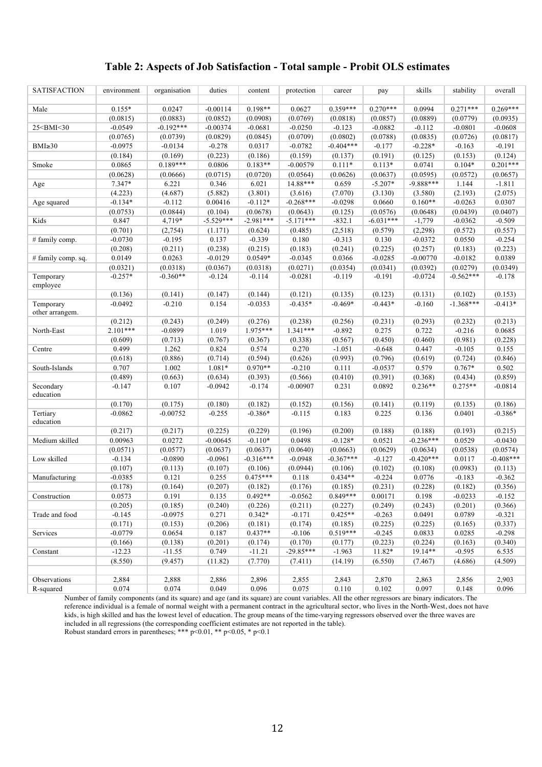# Table 2: Aspects of Job Satisfaction - Total sample - Probit OLS estimates

| SATISFACTION | environment | organisation | duties | content | protection | career | pay | skills | stability | overall |
|---|---|---|---|---|---|---|---|---|---|---|
| Male | 0.155* | 0.0247 | -0.00114 | 0.198** | 0.0627 | 0.359*** | 0.270*** | 0.0994 | 0.271*** | 0.269*** |
| | (0.0815) | (0.0883) | (0.0852) | (0.0908) | (0.0769) | (0.0818) | (0.0857) | (0.0889) | (0.0779) | (0.0935) |
| 25<BMI<30 | -0.0549 | -0.192*** | -0.00374 | -0.0681 | -0.0250 | -0.123 | -0.0882 | -0.112 | -0.0801 | -0.0608 |
| | (0.0765) | (0.0739) | (0.0829) | (0.0845) | (0.0709) | (0.0802) | (0.0788) | (0.0835) | (0.0726) | (0.0817) |
| BMI≥30 | -0.0975 | -0.0134 | -0.278 | 0.0317 | -0.0782 | -0.404*** | -0.177 | -0.228* | -0.163 | -0.191 |
| | (0.184) | (0.169) | (0.223) | (0.186) | (0.159) | (0.137) | (0.191) | (0.125) | (0.153) | (0.124) |
| Smoke | 0.0865 | 0.189*** | 0.0806 | 0.183** | -0.00579 | 0.111* | 0.113* | 0.0741 | 0.104* | 0.201*** |
| | (0.0628) | (0.0666) | (0.0715) | (0.0720) | (0.0564) | (0.0626) | (0.0637) | (0.0595) | (0.0572) | (0.0657) |
| Age | 7.347* | 6.221 | 0.346 | 6.021 | 14.88*** | 0.659 | -5.207* | -9.888*** | 1.144 | -1.811 |
| | (4.223) | (4.687) | (5.882) | (3.801) | (3.616) | (7.070) | (3.130) | (3.580) | (2.193) | (2.075) |
| Age squared | -0.134* | -0.112 | 0.00416 | -0.112* | -0.268*** | -0.0298 | 0.0660 | 0.160** | -0.0263 | 0.0307 |
| | (0.0753) | (0.0844) | (0.104) | (0.0678) | (0.0643) | (0.125) | (0.0576) | (0.0648) | (0.0439) | (0.0407) |
| Kids | 0.847 | 4,719* | -5.529*** | -2.981*** | -5.171*** | -832.1 | -6.031*** | -1,779 | -0.0362 | -0.509 |
| | (0.701) | (2,754) | (1.171) | (0.624) | (0.485) | (2,518) | (0.579) | (2,298) | (0.572) | (0.557) |
| # family comp. | -0.0730 | -0.195 | 0.137 | -0.339 | 0.180 | -0.313 | 0.130 | -0.0372 | 0.0550 | -0.254 |
| | (0.208) | (0.211) | (0.238) | (0.215) | (0.183) | (0.241) | (0.225) | (0.257) | (0.183) | (0.223) |
| # family comp. sq. | 0.0149 | 0.0263 | -0.0129 | 0.0549* | -0.0345 | 0.0366 | -0.0285 | -0.00770 | -0.0182 | 0.0389 |
| | (0.0321) | (0.0318) | (0.0367) | (0.0318) | (0.0271) | (0.0354) | (0.0341) | (0.0392) | (0.0279) | (0.0349) |
| Temporary employee | -0.257* | -0.360** | -0.124 | -0.114 | -0.0281 | -0.119 | -0.191 | -0.0724 | -0.562*** | -0.178 |
| | (0.136) | (0.141) | (0.147) | (0.144) | (0.121) | (0.135) | (0.123) | (0.131) | (0.102) | (0.153) |
| Temporary other arrangem. | -0.0492 | -0.210 | 0.154 | -0.0353 | -0.435* | -0.469* | -0.443* | -0.160 | -1.368*** | -0.413* |
| | (0.212) | (0.243) | (0.249) | (0.276) | (0.238) | (0.256) | (0.231) | (0.293) | (0.232) | (0.213) |
| North-East | 2.101*** | -0.0899 | 1.019 | 1.975*** | 1.341*** | -0.892 | 0.275 | 0.722 | -0.216 | 0.0685 |
| | (0.609) | (0.713) | (0.767) | (0.367) | (0.338) | (0.567) | (0.450) | (0.460) | (0.981) | (0.228) |
| Centre | 0.499 | 1.262 | 0.824 | 0.574 | 0.270 | -1.051 | -0.648 | 0.447 | -0.105 | 0.155 |
| | (0.618) | (0.886) | (0.714) | (0.594) | (0.626) | (0.993) | (0.796) | (0.619) | (0.724) | (0.846) |
| South-Islands | 0.707 | 1.002 | 1.081* | 0.970** | -0.210 | 0.111 | -0.0537 | 0.579 | 0.767* | 0.502 |
| | (0.489) | (0.663) | (0.634) | (0.393) | (0.566) | (0.410) | (0.391) | (0.368) | (0.434) | (0.859) |
| Secondary education | -0.147 | 0.107 | -0.0942 | -0.174 | -0.00907 | 0.231 | 0.0892 | 0.236** | 0.275** | -0.0814 |
| | (0.170) | (0.175) | (0.180) | (0.182) | (0.152) | (0.156) | (0.141) | (0.119) | (0.135) | (0.186) |
| Tertiary education | -0.0862 | -0.00752 | -0.255 | -0.386* | -0.115 | 0.183 | 0.225 | 0.136 | 0.0401 | -0.386* |
| | (0.217) | (0.217) | (0.225) | (0.229) | (0.196) | (0.200) | (0.188) | (0.188) | (0.193) | (0.215) |
| Medium skilled | 0.00963 | 0.0272 | -0.00645 | -0.110* | 0.0498 | -0.128* | 0.0521 | -0.236*** | 0.0529 | -0.0430 |
| | (0.0571) | (0.0577) | (0.0637) | (0.0637) | (0.0640) | (0.0663) | (0.0629) | (0.0634) | (0.0538) | (0.0574) |
| Low skilled | -0.134 | -0.0890 | -0.0961 | -0.316*** | -0.0948 | -0.367*** | -0.127 | -0.420*** | 0.0117 | -0.408*** |
| | (0.107) | (0.113) | (0.107) | (0.106) | (0.0944) | (0.106) | (0.102) | (0.108) | (0.0983) | (0.113) |
| Manufacturing | -0.0385 | 0.121 | 0.255 | 0.475*** | 0.118 | 0.434** | -0.224 | 0.0776 | -0.183 | -0.362 |
| | (0.178) | (0.164) | (0.207) | (0.182) | (0.176) | (0.185) | (0.231) | (0.228) | (0.182) | (0.356) |
| Construction | 0.0573 | 0.191 | 0.135 | 0.492** | -0.0562 | 0.849*** | 0.00171 | 0.198 | -0.0233 | -0.152 |
| | (0.205) | (0.185) | (0.240) | (0.226) | (0.211) | (0.227) | (0.249) | (0.243) | (0.201) | (0.366) |
| Trade and food | -0.145 | -0.0975 | 0.271 | 0.342* | -0.171 | 0.425** | -0.263 | 0.0491 | 0.0789 | -0.321 |
| | (0.171) | (0.153) | (0.206) | (0.181) | (0.174) | (0.185) | (0.225) | (0.225) | (0.165) | (0.337) |
| Services | -0.0779 | 0.0654 | 0.187 | 0.437** | -0.106 | 0.519*** | -0.245 | 0.0833 | 0.0285 | -0.298 |
| | (0.166) | (0.138) | (0.201) | (0.174) | (0.170) | (0.177) | (0.223) | (0.224) | (0.163) | (0.340) |
| Constant | -12.23 | -11.55 | 0.749 | -11.21 | -29.85*** | -1.963 | 11.82* | 19.14** | -0.595 | 6.535 |
| | (8.550) | (9.457) | (11.82) | (7.770) | (7.411) | (14.19) | (6.550) | (7.467) | (4.686) | (4.509) |
| Observations | 2,884 | 2,888 | 2,886 | 2,896 | 2,855 | 2,843 | 2,870 | 2,863 | 2,856 | 2,903 |
| R-squared | 0.074 | 0.074 | 0.049 | 0.096 | 0.075 | 0.110 | 0.102 | 0.097 | 0.148 | 0.096 |

Number of family components (and its square) and age (and its square) are count variables. All the other regressors are binary indicators. The reference individual is a female of normal weight with a permanent contract in the agricultural sector, who lives in the North-West, does not have kids, is high skilled and has the lowest level of education. The group means of the time-varying regressors observed over the three waves are included in all regressions (the corresponding coefficient estimates are not reported in the table).
Robust standard errors in parentheses; *** $p<0.01$, ** $p<0.05$, * $p<0.1$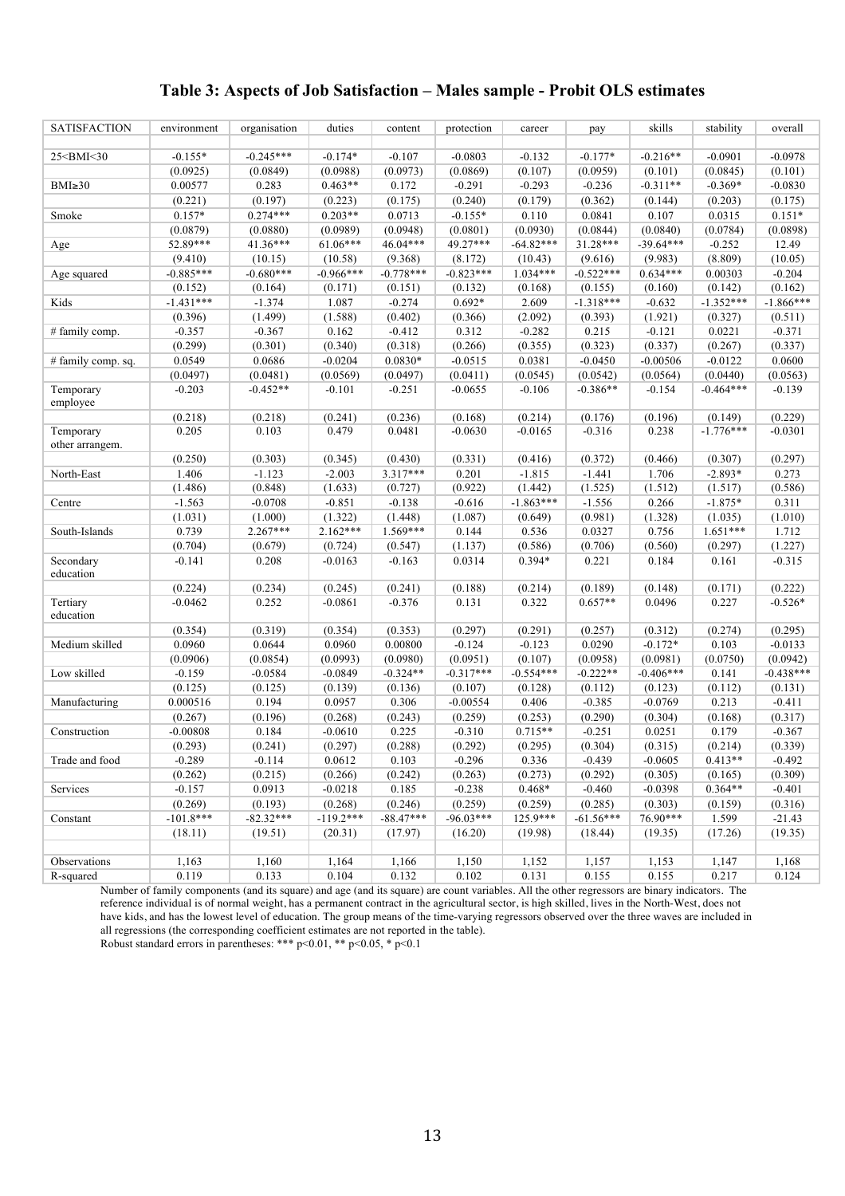# Table 3: Aspects of Job Satisfaction – Males sample - Probit OLS estimates

| SATISFACTION | environment | organisation | duties | content | protection | career | pay | skills | stability | overall |
|---|---|---|---|---|---|---|---|---|---|---|
| | | | | | | | | | | |
| 25<BMI<30 | -0.155* | -0.245*** | -0.174* | -0.107 | -0.0803 | -0.132 | -0.177* | -0.216** | -0.0901 | -0.0978 |
| | (0.0925) | (0.0849) | (0.0988) | (0.0973) | (0.0869) | (0.107) | (0.0959) | (0.101) | (0.0845) | (0.101) |
| BMI≥30 | 0.00577 | 0.283 | 0.463** | 0.172 | -0.291 | -0.293 | -0.236 | -0.311** | -0.369* | -0.0830 |
| | (0.221) | (0.197) | (0.223) | (0.175) | (0.240) | (0.179) | (0.362) | (0.144) | (0.203) | (0.175) |
| Smoke | 0.157* | 0.274*** | 0.203** | 0.0713 | -0.155* | 0.110 | 0.0841 | 0.107 | 0.0315 | 0.151* |
| | (0.0879) | (0.0880) | (0.0989) | (0.0948) | (0.0801) | (0.0930) | (0.0844) | (0.0840) | (0.0784) | (0.0898) |
| Age | 52.89*** | 41.36*** | 61.06*** | 46.04*** | 49.27*** | -64.82*** | 31.28*** | -39.64*** | -0.252 | 12.49 |
| | (9.410) | (10.15) | (10.58) | (9.368) | (8.172) | (10.43) | (9.616) | (9.983) | (8.809) | (10.05) |
| Age squared | -0.885*** | -0.680*** | -0.966*** | -0.778*** | -0.823*** | 1.034*** | -0.522*** | 0.634*** | 0.00303 | -0.204 |
| | (0.152) | (0.164) | (0.171) | (0.151) | (0.132) | (0.168) | (0.155) | (0.160) | (0.142) | (0.162) |
| Kids | -1.431*** | -1.374 | 1.087 | -0.274 | 0.692* | 2.609 | -1.318*** | -0.632 | -1.352*** | -1.866*** |
| | (0.396) | (1.499) | (1.588) | (0.402) | (0.366) | (2.092) | (0.393) | (1.921) | (0.327) | (0.511) |
| # family comp. | -0.357 | -0.367 | 0.162 | -0.412 | 0.312 | -0.282 | 0.215 | -0.121 | 0.0221 | -0.371 |
| | (0.299) | (0.301) | (0.340) | (0.318) | (0.266) | (0.355) | (0.323) | (0.337) | (0.267) | (0.337) |
| # family comp. sq. | 0.0549 | 0.0686 | -0.0204 | 0.0830* | -0.0515 | 0.0381 | -0.0450 | -0.00506 | -0.0122 | 0.0600 |
| | (0.0497) | (0.0481) | (0.0569) | (0.0497) | (0.0411) | (0.0545) | (0.0542) | (0.0564) | (0.0440) | (0.0563) |
| Temporary employee | -0.203 | -0.452** | -0.101 | -0.251 | -0.0655 | -0.106 | -0.386** | -0.154 | -0.464*** | -0.139 |
| | (0.218) | (0.218) | (0.241) | (0.236) | (0.168) | (0.214) | (0.176) | (0.196) | (0.149) | (0.229) |
| Temporary other arrangem. | 0.205 | 0.103 | 0.479 | 0.0481 | -0.0630 | -0.0165 | -0.316 | 0.238 | -1.776*** | -0.0301 |
| | (0.250) | (0.303) | (0.345) | (0.430) | (0.331) | (0.416) | (0.372) | (0.466) | (0.307) | (0.297) |
| North-East | 1.406 | -1.123 | -2.003 | 3.317*** | 0.201 | -1.815 | -1.441 | 1.706 | -2.893* | 0.273 |
| | (1.486) | (0.848) | (1.633) | (0.727) | (0.922) | (1.442) | (1.525) | (1.512) | (1.517) | (0.586) |
| Centre | -1.563 | -0.0708 | -0.851 | -0.138 | -0.616 | -1.863*** | -1.556 | 0.266 | -1.875* | 0.311 |
| | (1.031) | (1.000) | (1.322) | (1.448) | (1.087) | (0.649) | (0.981) | (1.328) | (1.035) | (1.010) |
| South-Islands | 0.739 | 2.267*** | 2.162*** | 1.569*** | 0.144 | 0.536 | 0.0327 | 0.756 | 1.651*** | 1.712 |
| | (0.704) | (0.679) | (0.724) | (0.547) | (1.137) | (0.586) | (0.706) | (0.560) | (0.297) | (1.227) |
| Secondary education | -0.141 | 0.208 | -0.0163 | -0.163 | 0.0314 | 0.394* | 0.221 | 0.184 | 0.161 | -0.315 |
| | (0.224) | (0.234) | (0.245) | (0.241) | (0.188) | (0.214) | (0.189) | (0.148) | (0.171) | (0.222) |
| Tertiary education | -0.0462 | 0.252 | -0.0861 | -0.376 | 0.131 | 0.322 | 0.657** | 0.0496 | 0.227 | -0.526* |
| | (0.354) | (0.319) | (0.354) | (0.353) | (0.297) | (0.291) | (0.257) | (0.312) | (0.274) | (0.295) |
| Medium skilled | 0.0960 | 0.0644 | 0.0960 | 0.00800 | -0.124 | -0.123 | 0.0290 | -0.172* | 0.103 | -0.0133 |
| | (0.0906) | (0.0854) | (0.0993) | (0.0980) | (0.0951) | (0.107) | (0.0958) | (0.0981) | (0.0750) | (0.0942) |
| Low skilled | -0.159 | -0.0584 | -0.0849 | -0.324** | -0.317*** | -0.554*** | -0.222** | -0.406*** | 0.141 | -0.438*** |
| | (0.125) | (0.125) | (0.139) | (0.136) | (0.107) | (0.128) | (0.112) | (0.123) | (0.112) | (0.131) |
| Manufacturing | 0.000516 | 0.194 | 0.0957 | 0.306 | -0.00554 | 0.406 | -0.385 | -0.0769 | 0.213 | -0.411 |
| | (0.267) | (0.196) | (0.268) | (0.243) | (0.259) | (0.253) | (0.290) | (0.304) | (0.168) | (0.317) |
| Construction | -0.00808 | 0.184 | -0.0610 | 0.225 | -0.310 | 0.715** | -0.251 | 0.0251 | 0.179 | -0.367 |
| | (0.293) | (0.241) | (0.297) | (0.288) | (0.292) | (0.295) | (0.304) | (0.315) | (0.214) | (0.339) |
| Trade and food | -0.289 | -0.114 | 0.0612 | 0.103 | -0.296 | 0.336 | -0.439 | -0.0605 | 0.413** | -0.492 |
| | (0.262) | (0.215) | (0.266) | (0.242) | (0.263) | (0.273) | (0.292) | (0.305) | (0.165) | (0.309) |
| Services | -0.157 | 0.0913 | -0.0218 | 0.185 | -0.238 | 0.468* | -0.460 | -0.0398 | 0.364** | -0.401 |
| | (0.269) | (0.193) | (0.268) | (0.246) | (0.259) | (0.259) | (0.285) | (0.303) | (0.159) | (0.316) |
| Constant | -101.8*** | -82.32*** | -119.2*** | -88.47*** | -96.03*** | 125.9*** | -61.56*** | 76.90*** | 1.599 | -21.43 |
| | (18.11) | (19.51) | (20.31) | (17.97) | (16.20) | (19.98) | (18.44) | (19.35) | (17.26) | (19.35) |
| | | | | | | | | | | |
| Observations | 1,163 | 1,160 | 1,164 | 1,166 | 1,150 | 1,152 | 1,157 | 1,153 | 1,147 | 1,168 |
| R-squared | 0.119 | 0.133 | 0.104 | 0.132 | 0.102 | 0.131 | 0.155 | 0.155 | 0.217 | 0.124 |

Number of family components (and its square) and age (and its square) are count variables. All the other regressors are binary indicators. The reference individual is of normal weight, has a permanent contract in the agricultural sector, is high skilled, lives in the North-West, does not have kids, and has the lowest level of education. The group means of the time-varying regressors observed over the three waves are included in all regressions (the corresponding coefficient estimates are not reported in the table).

Robust standard errors in parentheses: *** $p<0.01$, ** $p<0.05$, * $p<0.1$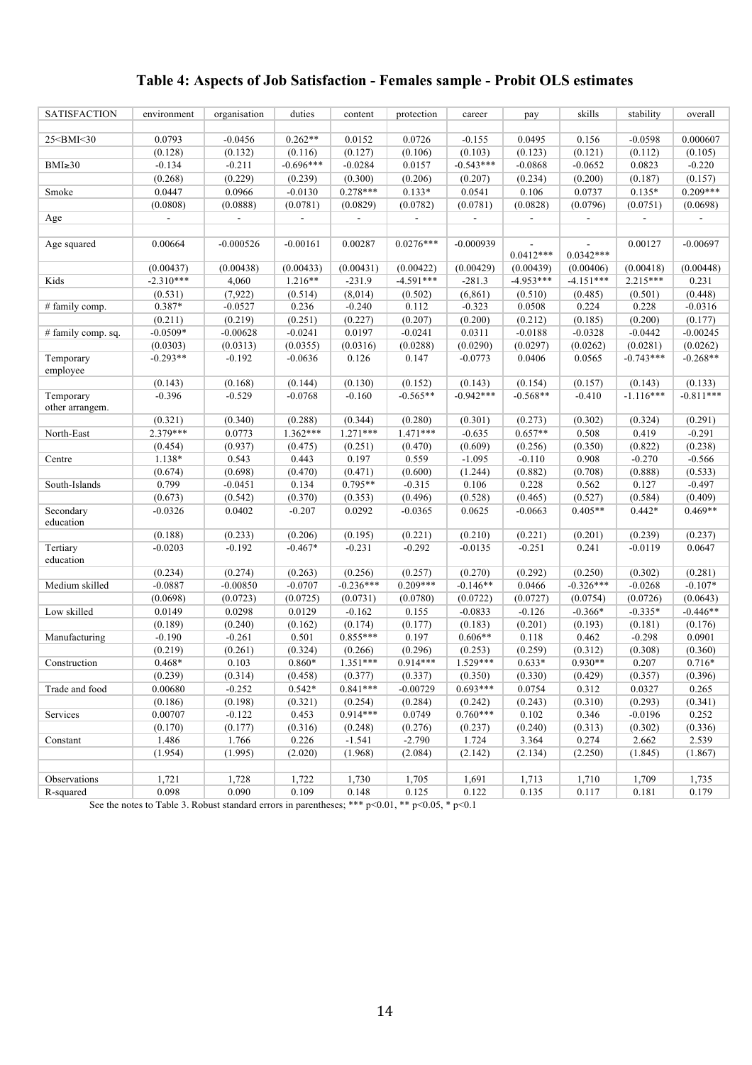# Table 4: Aspects of Job Satisfaction - Females sample - Probit OLS estimates

| SATISFACTION | environment | organisation | duties | content | protection | career | pay | skills | stability | overall |
|---|---|---|---|---|---|---|---|---|---|---|
| | | | | | | | | | | |
| 25<BMI<30 | 0.0793 | -0.0456 | 0.262** | 0.0152 | 0.0726 | -0.155 | 0.0495 | 0.156 | -0.0598 | 0.000607 |
| | (0.128) | (0.132) | (0.116) | (0.127) | (0.106) | (0.103) | (0.123) | (0.121) | (0.112) | (0.105) |
| BMI≥30 | -0.134 | -0.211 | -0.696*** | -0.0284 | 0.0157 | -0.543*** | -0.0868 | -0.0652 | 0.0823 | -0.220 |
| | (0.268) | (0.229) | (0.239) | (0.300) | (0.206) | (0.207) | (0.234) | (0.200) | (0.187) | (0.157) |
| Smoke | 0.0447 | 0.0966 | -0.0130 | 0.278*** | 0.133* | 0.0541 | 0.106 | 0.0737 | 0.135* | 0.209*** |
| | (0.0808) | (0.0888) | (0.0781) | (0.0829) | (0.0782) | (0.0781) | (0.0828) | (0.0796) | (0.0751) | (0.0698) |
| Age | - | - | - | - | - | - | - | - | - | - |
| | | | | | | | | | | |
| Age squared | 0.00664 | -0.000526 | -0.00161 | 0.00287 | 0.0276*** | -0.000939 | - 0.0412*** | - 0.0342*** | 0.00127 | -0.00697 |
| | (0.00437) | (0.00438) | (0.00433) | (0.00431) | (0.00422) | (0.00429) | (0.00439) | (0.00406) | (0.00418) | (0.00448) |
| Kids | -2.310*** | 4,060 | 1.216** | -231.9 | -4.591*** | -281.3 | -4.953*** | -4.151*** | 2.215*** | 0.231 |
| | (0.531) | (7,922) | (0.514) | (8,014) | (0.502) | (6,861) | (0.510) | (0.485) | (0.501) | (0.448) |
| # family comp. | 0.387* | -0.0527 | 0.236 | -0.240 | 0.112 | -0.323 | 0.0508 | 0.224 | 0.228 | -0.0316 |
| | (0.211) | (0.219) | (0.251) | (0.227) | (0.207) | (0.200) | (0.212) | (0.185) | (0.200) | (0.177) |
| # family comp. sq. | -0.0509* | -0.00628 | -0.0241 | 0.0197 | -0.0241 | 0.0311 | -0.0188 | -0.0328 | -0.0442 | -0.00245 |
| | (0.0303) | (0.0313) | (0.0355) | (0.0316) | (0.0288) | (0.0290) | (0.0297) | (0.0262) | (0.0281) | (0.0262) |
| Temporary employee | -0.293** | -0.192 | -0.0636 | 0.126 | 0.147 | -0.0773 | 0.0406 | 0.0565 | -0.743*** | -0.268** |
| | (0.143) | (0.168) | (0.144) | (0.130) | (0.152) | (0.143) | (0.154) | (0.157) | (0.143) | (0.133) |
| Temporary other arrangem. | -0.396 | -0.529 | -0.0768 | -0.160 | -0.565** | -0.942*** | -0.568** | -0.410 | -1.116*** | -0.811*** |
| | (0.321) | (0.340) | (0.288) | (0.344) | (0.280) | (0.301) | (0.273) | (0.302) | (0.324) | (0.291) |
| North-East | 2.379*** | 0.0773 | 1.362*** | 1.271*** | 1.471*** | -0.635 | 0.657** | 0.508 | 0.419 | -0.291 |
| | (0.454) | (0.937) | (0.475) | (0.251) | (0.470) | (0.609) | (0.256) | (0.350) | (0.822) | (0.238) |
| Centre | 1.138* | 0.543 | 0.443 | 0.197 | 0.559 | -1.095 | -0.110 | 0.908 | -0.270 | -0.566 |
| | (0.674) | (0.698) | (0.470) | (0.471) | (0.600) | (1.244) | (0.882) | (0.708) | (0.888) | (0.533) |
| South-Islands | 0.799 | -0.0451 | 0.134 | 0.795** | -0.315 | 0.106 | 0.228 | 0.562 | 0.127 | -0.497 |
| | (0.673) | (0.542) | (0.370) | (0.353) | (0.496) | (0.528) | (0.465) | (0.527) | (0.584) | (0.409) |
| Secondary education | -0.0326 | 0.0402 | -0.207 | 0.0292 | -0.0365 | 0.0625 | -0.0663 | 0.405** | 0.442* | 0.469** |
| | (0.188) | (0.233) | (0.206) | (0.195) | (0.221) | (0.210) | (0.221) | (0.201) | (0.239) | (0.237) |
| Tertiary education | -0.0203 | -0.192 | -0.467* | -0.231 | -0.292 | -0.0135 | -0.251 | 0.241 | -0.0119 | 0.0647 |
| | (0.234) | (0.274) | (0.263) | (0.256) | (0.257) | (0.270) | (0.292) | (0.250) | (0.302) | (0.281) |
| Medium skilled | -0.0887 | -0.00850 | -0.0707 | -0.236*** | 0.209*** | -0.146** | 0.0466 | -0.326*** | -0.0268 | -0.107* |
| | (0.0698) | (0.0723) | (0.0725) | (0.0731) | (0.0780) | (0.0722) | (0.0727) | (0.0754) | (0.0726) | (0.0643) |
| Low skilled | 0.0149 | 0.0298 | 0.0129 | -0.162 | 0.155 | -0.0833 | -0.126 | -0.366* | -0.335* | -0.446** |
| | (0.189) | (0.240) | (0.162) | (0.174) | (0.177) | (0.183) | (0.201) | (0.193) | (0.181) | (0.176) |
| Manufacturing | -0.190 | -0.261 | 0.501 | 0.855*** | 0.197 | 0.606** | 0.118 | 0.462 | -0.298 | 0.0901 |
| | (0.219) | (0.261) | (0.324) | (0.266) | (0.296) | (0.253) | (0.259) | (0.312) | (0.308) | (0.360) |
| Construction | 0.468* | 0.103 | 0.860* | 1.351*** | 0.914*** | 1.529*** | 0.633* | 0.930** | 0.207 | 0.716* |
| | (0.239) | (0.314) | (0.458) | (0.377) | (0.337) | (0.350) | (0.330) | (0.429) | (0.357) | (0.396) |
| Trade and food | 0.00680 | -0.252 | 0.542* | 0.841*** | -0.00729 | 0.693*** | 0.0754 | 0.312 | 0.0327 | 0.265 |
| | (0.186) | (0.198) | (0.321) | (0.254) | (0.284) | (0.242) | (0.243) | (0.310) | (0.293) | (0.341) |
| Services | 0.00707 | -0.122 | 0.453 | 0.914*** | 0.0749 | 0.760*** | 0.102 | 0.346 | -0.0196 | 0.252 |
| | (0.170) | (0.177) | (0.316) | (0.248) | (0.276) | (0.237) | (0.240) | (0.313) | (0.302) | (0.336) |
| Constant | 1.486 | 1.766 | 0.226 | -1.541 | -2.790 | 1.724 | 3.364 | 0.274 | 2.662 | 2.539 |
| | (1.954) | (1.995) | (2.020) | (1.968) | (2.084) | (2.142) | (2.134) | (2.250) | (1.845) | (1.867) |
| | | | | | | | | | | |
| Observations | 1,721 | 1,728 | 1,722 | 1,730 | 1,705 | 1,691 | 1,713 | 1,710 | 1,709 | 1,735 |
| R-squared | 0.098 | 0.090 | 0.109 | 0.148 | 0.125 | 0.122 | 0.135 | 0.117 | 0.181 | 0.179 |

See the notes to Table 3. Robust standard errors in parentheses; *** p<0.01, ** p<0.05, * p<0.1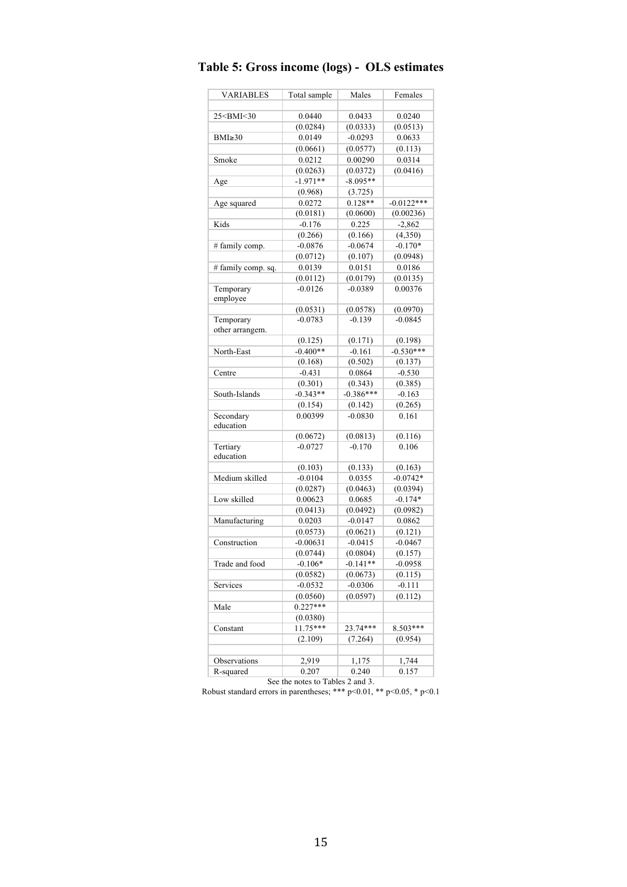# Table 5: Gross income (logs) - OLS estimates

| VARIABLES | Total sample | Males | Females |
|---|---|---|---|
| | | | |
| 25<BMI<30 | 0.0440 | 0.0433 | 0.0240 |
| | (0.0284) | (0.0333) | (0.0513) |
| BMI≥30 | 0.0149 | -0.0293 | 0.0633 |
| | (0.0661) | (0.0577) | (0.113) |
| Smoke | 0.0212 | 0.00290 | 0.0314 |
| | (0.0263) | (0.0372) | (0.0416) |
| Age | -1.971** | -8.095** | |
| | (0.968) | (3.725) | |
| Age squared | 0.0272 | 0.128** | -0.0122*** |
| | (0.0181) | (0.0600) | (0.00236) |
| Kids | -0.176 | 0.225 | -2,862 |
| | (0.266) | (0.166) | (4,350) |
| # family comp. | -0.0876 | -0.0674 | -0.170* |
| | (0.0712) | (0.107) | (0.0948) |
| # family comp. sq. | 0.0139 | 0.0151 | 0.0186 |
| | (0.0112) | (0.0179) | (0.0135) |
| Temporary employee | -0.0126 | -0.0389 | 0.00376 |
| | (0.0531) | (0.0578) | (0.0970) |
| Temporary other arrangem. | -0.0783 | -0.139 | -0.0845 |
| | (0.125) | (0.171) | (0.198) |
| North-East | -0.400** | -0.161 | -0.530*** |
| | (0.168) | (0.502) | (0.137) |
| Centre | -0.431 | 0.0864 | -0.530 |
| | (0.301) | (0.343) | (0.385) |
| South-Islands | -0.343** | -0.386*** | -0.163 |
| | (0.154) | (0.142) | (0.265) |
| Secondary education | 0.00399 | -0.0830 | 0.161 |
| | (0.0672) | (0.0813) | (0.116) |
| Tertiary education | -0.0727 | -0.170 | 0.106 |
| | (0.103) | (0.133) | (0.163) |
| Medium skilled | -0.0104 | 0.0355 | -0.0742* |
| | (0.0287) | (0.0463) | (0.0394) |
| Low skilled | 0.00623 | 0.0685 | -0.174* |
| | (0.0413) | (0.0492) | (0.0982) |
| Manufacturing | 0.0203 | -0.0147 | 0.0862 |
| | (0.0573) | (0.0621) | (0.121) |
| Construction | -0.00631 | -0.0415 | -0.0467 |
| | (0.0744) | (0.0804) | (0.157) |
| Trade and food | -0.106* | -0.141** | -0.0958 |
| | (0.0582) | (0.0673) | (0.115) |
| Services | -0.0532 | -0.0306 | -0.111 |
| | (0.0560) | (0.0597) | (0.112) |
| Male | 0.227*** | | |
| | (0.0380) | | |
| Constant | 11.75*** | 23.74*** | 8.503*** |
| | (2.109) | (7.264) | (0.954) |
| | | | |
| Observations | 2,919 | 1,175 | 1,744 |
| R-squared | 0.207 | 0.240 | 0.157 |

See the notes to Tables 2 and 3.

Robust standard errors in parentheses; *** p<0.01, ** p<0.05, * p<0.1